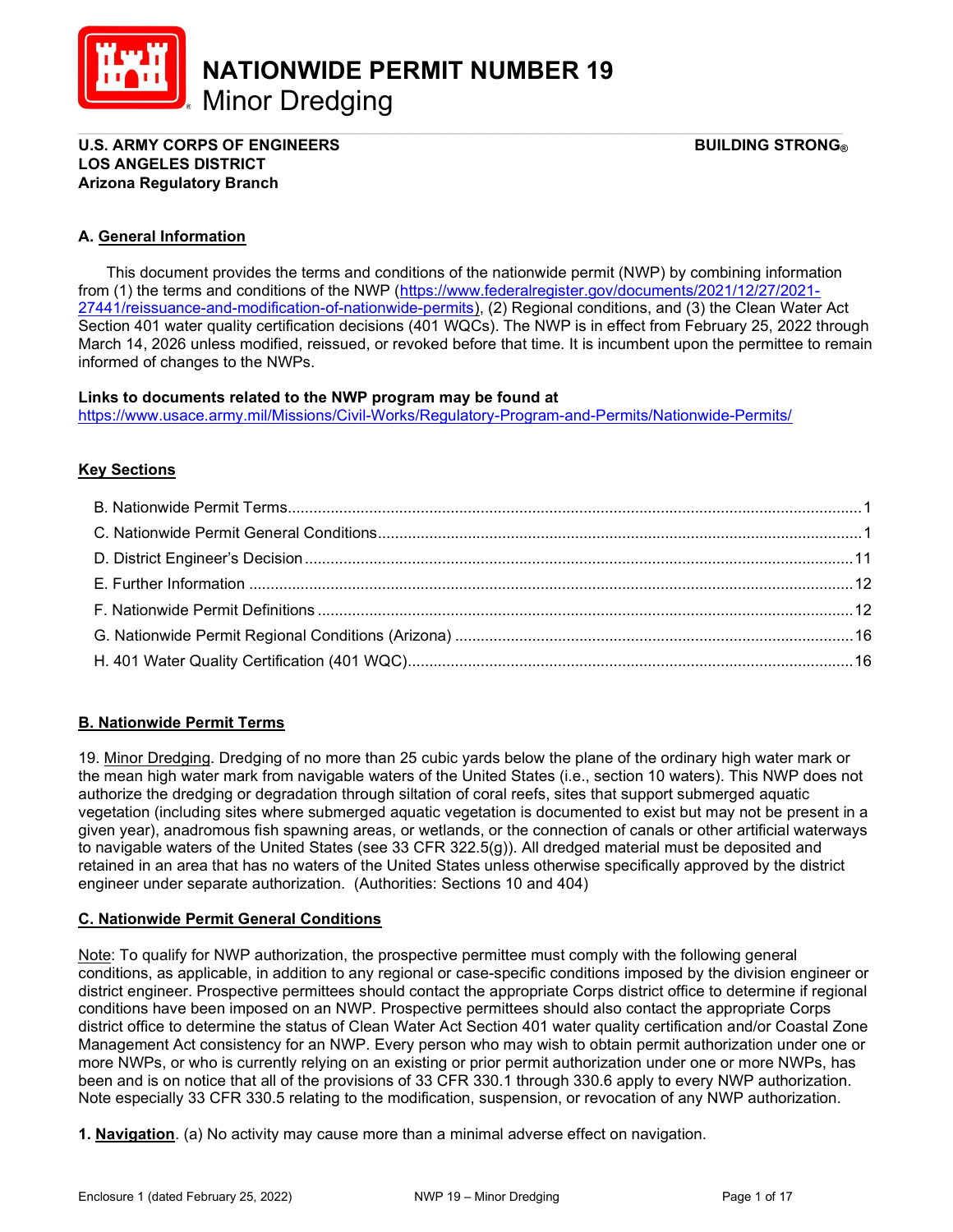# NATIONWIDE PERMIT NUMBER 19
Minor Dredging

**U.S. ARMY CORPS OF ENGINEERS** **BUILDING STRONG®**
**LOS ANGELES DISTRICT**
**Arizona Regulatory Branch**

## A. General Information

This document provides the terms and conditions of the nationwide permit (NWP) by combining information from (1) the terms and conditions of the NWP (https://www.federalregister.gov/documents/2021/12/27/2021-27441/reissuance-and-modification-of-nationwide-permits), (2) Regional conditions, and (3) the Clean Water Act Section 401 water quality certification decisions (401 WQCs). The NWP is in effect from February 25, 2022 through March 14, 2026 unless modified, reissued, or revoked before that time. It is incumbent upon the permittee to remain informed of changes to the NWPs.

**Links to documents related to the NWP program may be found at**
https://www.usace.army.mil/Missions/Civil-Works/Regulatory-Program-and-Permits/Nationwide-Permits/

## Key Sections

- B. Nationwide Permit Terms....1
- C. Nationwide Permit General Conditions....1
- D. District Engineer's Decision....11
- E. Further Information....12
- F. Nationwide Permit Definitions....12
- G. Nationwide Permit Regional Conditions (Arizona)....16
- H. 401 Water Quality Certification (401 WQC)....16

## B. Nationwide Permit Terms

19. Minor Dredging. Dredging of no more than 25 cubic yards below the plane of the ordinary high water mark or the mean high water mark from navigable waters of the United States (i.e., section 10 waters). This NWP does not authorize the dredging or degradation through siltation of coral reefs, sites that support submerged aquatic vegetation (including sites where submerged aquatic vegetation is documented to exist but may not be present in a given year), anadromous fish spawning areas, or wetlands, or the connection of canals or other artificial waterways to navigable waters of the United States (see 33 CFR 322.5(g)). All dredged material must be deposited and retained in an area that has no waters of the United States unless otherwise specifically approved by the district engineer under separate authorization. (Authorities: Sections 10 and 404)

## C. Nationwide Permit General Conditions

Note: To qualify for NWP authorization, the prospective permittee must comply with the following general conditions, as applicable, in addition to any regional or case-specific conditions imposed by the division engineer or district engineer. Prospective permittees should contact the appropriate Corps district office to determine if regional conditions have been imposed on an NWP. Prospective permittees should also contact the appropriate Corps district office to determine the status of Clean Water Act Section 401 water quality certification and/or Coastal Zone Management Act consistency for an NWP. Every person who may wish to obtain permit authorization under one or more NWPs, or who is currently relying on an existing or prior permit authorization under one or more NWPs, has been and is on notice that all of the provisions of 33 CFR 330.1 through 330.6 apply to every NWP authorization. Note especially 33 CFR 330.5 relating to the modification, suspension, or revocation of any NWP authorization.

**1. Navigation**. (a) No activity may cause more than a minimal adverse effect on navigation.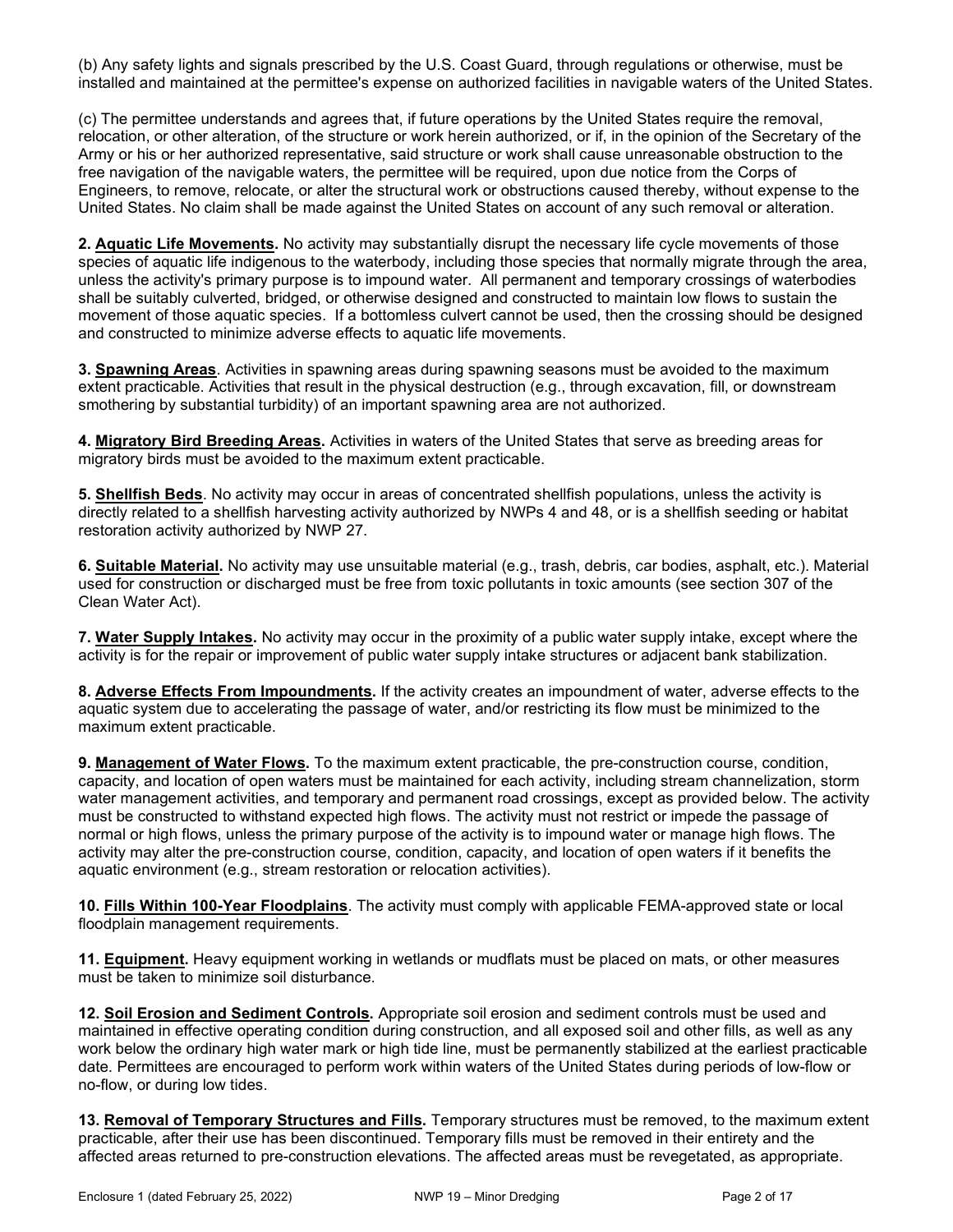(b) Any safety lights and signals prescribed by the U.S. Coast Guard, through regulations or otherwise, must be installed and maintained at the permittee's expense on authorized facilities in navigable waters of the United States.

(c) The permittee understands and agrees that, if future operations by the United States require the removal, relocation, or other alteration, of the structure or work herein authorized, or if, in the opinion of the Secretary of the Army or his or her authorized representative, said structure or work shall cause unreasonable obstruction to the free navigation of the navigable waters, the permittee will be required, upon due notice from the Corps of Engineers, to remove, relocate, or alter the structural work or obstructions caused thereby, without expense to the United States. No claim shall be made against the United States on account of any such removal or alteration.

**2. Aquatic Life Movements.** No activity may substantially disrupt the necessary life cycle movements of those species of aquatic life indigenous to the waterbody, including those species that normally migrate through the area, unless the activity's primary purpose is to impound water. All permanent and temporary crossings of waterbodies shall be suitably culverted, bridged, or otherwise designed and constructed to maintain low flows to sustain the movement of those aquatic species. If a bottomless culvert cannot be used, then the crossing should be designed and constructed to minimize adverse effects to aquatic life movements.

**3. Spawning Areas**. Activities in spawning areas during spawning seasons must be avoided to the maximum extent practicable. Activities that result in the physical destruction (e.g., through excavation, fill, or downstream smothering by substantial turbidity) of an important spawning area are not authorized.

**4. Migratory Bird Breeding Areas.** Activities in waters of the United States that serve as breeding areas for migratory birds must be avoided to the maximum extent practicable.

**5. Shellfish Beds**. No activity may occur in areas of concentrated shellfish populations, unless the activity is directly related to a shellfish harvesting activity authorized by NWPs 4 and 48, or is a shellfish seeding or habitat restoration activity authorized by NWP 27.

**6. Suitable Material.** No activity may use unsuitable material (e.g., trash, debris, car bodies, asphalt, etc.). Material used for construction or discharged must be free from toxic pollutants in toxic amounts (see section 307 of the Clean Water Act).

**7. Water Supply Intakes.** No activity may occur in the proximity of a public water supply intake, except where the activity is for the repair or improvement of public water supply intake structures or adjacent bank stabilization.

**8. Adverse Effects From Impoundments.** If the activity creates an impoundment of water, adverse effects to the aquatic system due to accelerating the passage of water, and/or restricting its flow must be minimized to the maximum extent practicable.

**9. Management of Water Flows.** To the maximum extent practicable, the pre-construction course, condition, capacity, and location of open waters must be maintained for each activity, including stream channelization, storm water management activities, and temporary and permanent road crossings, except as provided below. The activity must be constructed to withstand expected high flows. The activity must not restrict or impede the passage of normal or high flows, unless the primary purpose of the activity is to impound water or manage high flows. The activity may alter the pre-construction course, condition, capacity, and location of open waters if it benefits the aquatic environment (e.g., stream restoration or relocation activities).

**10. Fills Within 100-Year Floodplains**. The activity must comply with applicable FEMA-approved state or local floodplain management requirements.

**11. Equipment.** Heavy equipment working in wetlands or mudflats must be placed on mats, or other measures must be taken to minimize soil disturbance.

**12. Soil Erosion and Sediment Controls.** Appropriate soil erosion and sediment controls must be used and maintained in effective operating condition during construction, and all exposed soil and other fills, as well as any work below the ordinary high water mark or high tide line, must be permanently stabilized at the earliest practicable date. Permittees are encouraged to perform work within waters of the United States during periods of low-flow or no-flow, or during low tides.

**13. Removal of Temporary Structures and Fills.** Temporary structures must be removed, to the maximum extent practicable, after their use has been discontinued. Temporary fills must be removed in their entirety and the affected areas returned to pre-construction elevations. The affected areas must be revegetated, as appropriate.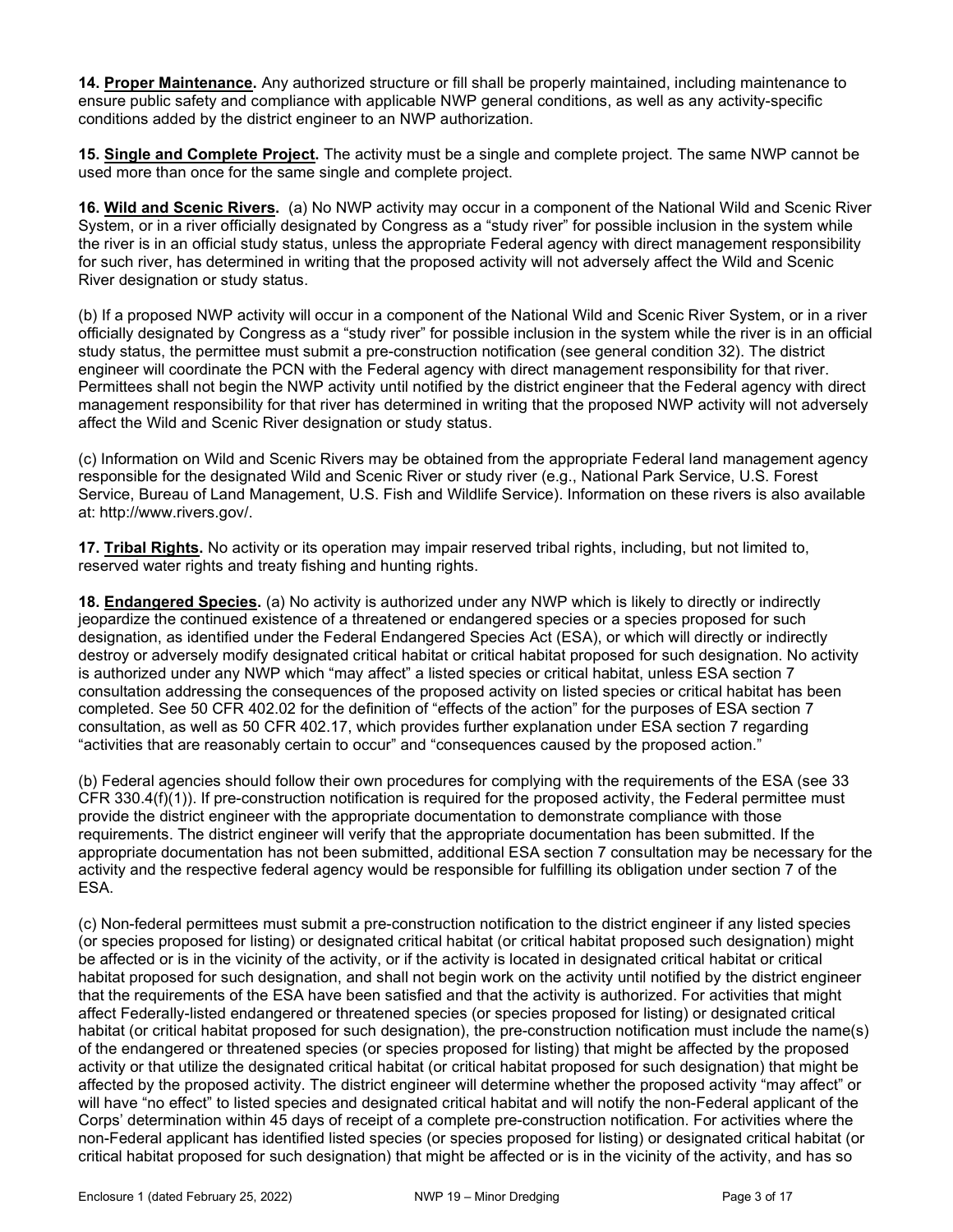**14. <u>Proper Maintenance</u>.** Any authorized structure or fill shall be properly maintained, including maintenance to ensure public safety and compliance with applicable NWP general conditions, as well as any activity-specific conditions added by the district engineer to an NWP authorization.

**15. <u>Single and Complete Project</u>.** The activity must be a single and complete project. The same NWP cannot be used more than once for the same single and complete project.

**16. <u>Wild and Scenic Rivers</u>.** (a) No NWP activity may occur in a component of the National Wild and Scenic River System, or in a river officially designated by Congress as a "study river" for possible inclusion in the system while the river is in an official study status, unless the appropriate Federal agency with direct management responsibility for such river, has determined in writing that the proposed activity will not adversely affect the Wild and Scenic River designation or study status.

(b) If a proposed NWP activity will occur in a component of the National Wild and Scenic River System, or in a river officially designated by Congress as a "study river" for possible inclusion in the system while the river is in an official study status, the permittee must submit a pre-construction notification (see general condition 32). The district engineer will coordinate the PCN with the Federal agency with direct management responsibility for that river. Permittees shall not begin the NWP activity until notified by the district engineer that the Federal agency with direct management responsibility for that river has determined in writing that the proposed NWP activity will not adversely affect the Wild and Scenic River designation or study status.

(c) Information on Wild and Scenic Rivers may be obtained from the appropriate Federal land management agency responsible for the designated Wild and Scenic River or study river (e.g., National Park Service, U.S. Forest Service, Bureau of Land Management, U.S. Fish and Wildlife Service). Information on these rivers is also available at: http://www.rivers.gov/.

**17. <u>Tribal Rights</u>.** No activity or its operation may impair reserved tribal rights, including, but not limited to, reserved water rights and treaty fishing and hunting rights.

**18. <u>Endangered Species</u>.** (a) No activity is authorized under any NWP which is likely to directly or indirectly jeopardize the continued existence of a threatened or endangered species or a species proposed for such designation, as identified under the Federal Endangered Species Act (ESA), or which will directly or indirectly destroy or adversely modify designated critical habitat or critical habitat proposed for such designation. No activity is authorized under any NWP which "may affect" a listed species or critical habitat, unless ESA section 7 consultation addressing the consequences of the proposed activity on listed species or critical habitat has been completed. See 50 CFR 402.02 for the definition of "effects of the action" for the purposes of ESA section 7 consultation, as well as 50 CFR 402.17, which provides further explanation under ESA section 7 regarding "activities that are reasonably certain to occur" and "consequences caused by the proposed action."

(b) Federal agencies should follow their own procedures for complying with the requirements of the ESA (see 33 CFR 330.4(f)(1)). If pre-construction notification is required for the proposed activity, the Federal permittee must provide the district engineer with the appropriate documentation to demonstrate compliance with those requirements. The district engineer will verify that the appropriate documentation has been submitted. If the appropriate documentation has not been submitted, additional ESA section 7 consultation may be necessary for the activity and the respective federal agency would be responsible for fulfilling its obligation under section 7 of the ESA.

(c) Non-federal permittees must submit a pre-construction notification to the district engineer if any listed species (or species proposed for listing) or designated critical habitat (or critical habitat proposed such designation) might be affected or is in the vicinity of the activity, or if the activity is located in designated critical habitat or critical habitat proposed for such designation, and shall not begin work on the activity until notified by the district engineer that the requirements of the ESA have been satisfied and that the activity is authorized. For activities that might affect Federally-listed endangered or threatened species (or species proposed for listing) or designated critical habitat (or critical habitat proposed for such designation), the pre-construction notification must include the name(s) of the endangered or threatened species (or species proposed for listing) that might be affected by the proposed activity or that utilize the designated critical habitat (or critical habitat proposed for such designation) that might be affected by the proposed activity. The district engineer will determine whether the proposed activity "may affect" or will have "no effect" to listed species and designated critical habitat and will notify the non-Federal applicant of the Corps' determination within 45 days of receipt of a complete pre-construction notification. For activities where the non-Federal applicant has identified listed species (or species proposed for listing) or designated critical habitat (or critical habitat proposed for such designation) that might be affected or is in the vicinity of the activity, and has so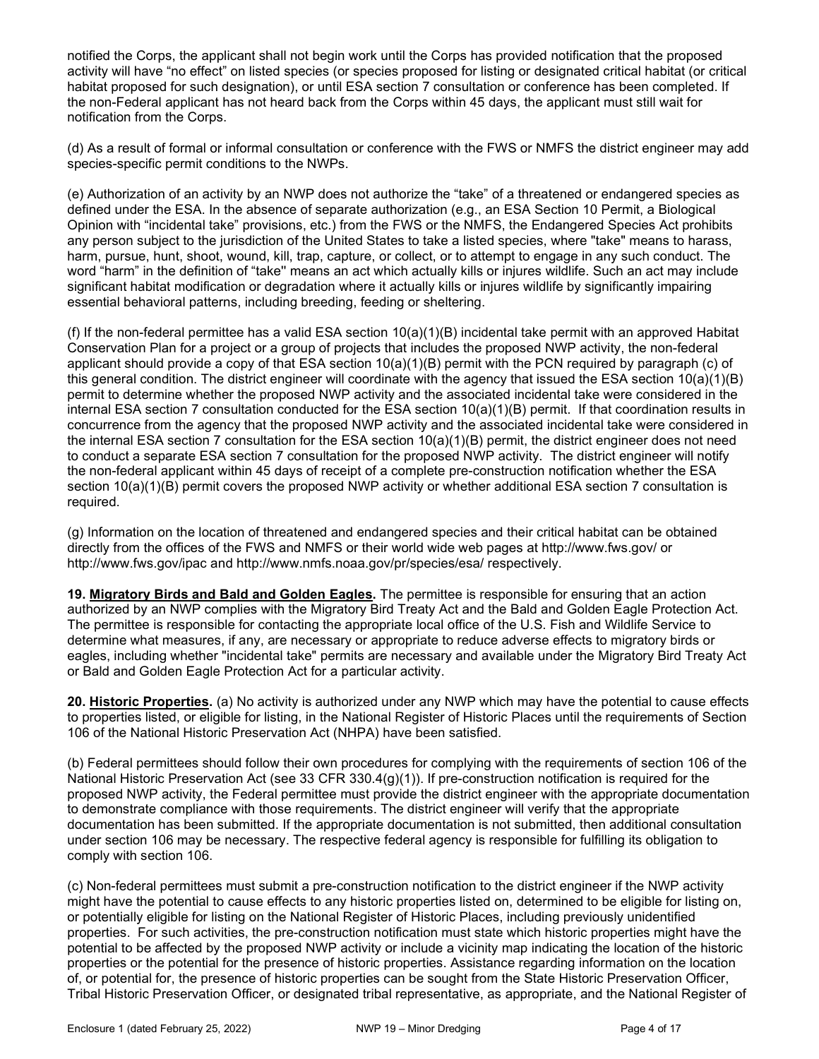notified the Corps, the applicant shall not begin work until the Corps has provided notification that the proposed activity will have "no effect" on listed species (or species proposed for listing or designated critical habitat (or critical habitat proposed for such designation), or until ESA section 7 consultation or conference has been completed. If the non-Federal applicant has not heard back from the Corps within 45 days, the applicant must still wait for notification from the Corps.

(d) As a result of formal or informal consultation or conference with the FWS or NMFS the district engineer may add species-specific permit conditions to the NWPs.

(e) Authorization of an activity by an NWP does not authorize the "take" of a threatened or endangered species as defined under the ESA. In the absence of separate authorization (e.g., an ESA Section 10 Permit, a Biological Opinion with "incidental take" provisions, etc.) from the FWS or the NMFS, the Endangered Species Act prohibits any person subject to the jurisdiction of the United States to take a listed species, where "take" means to harass, harm, pursue, hunt, shoot, wound, kill, trap, capture, or collect, or to attempt to engage in any such conduct. The word "harm" in the definition of "take" means an act which actually kills or injures wildlife. Such an act may include significant habitat modification or degradation where it actually kills or injures wildlife by significantly impairing essential behavioral patterns, including breeding, feeding or sheltering.

(f) If the non-federal permittee has a valid ESA section 10(a)(1)(B) incidental take permit with an approved Habitat Conservation Plan for a project or a group of projects that includes the proposed NWP activity, the non-federal applicant should provide a copy of that ESA section 10(a)(1)(B) permit with the PCN required by paragraph (c) of this general condition. The district engineer will coordinate with the agency that issued the ESA section 10(a)(1)(B) permit to determine whether the proposed NWP activity and the associated incidental take were considered in the internal ESA section 7 consultation conducted for the ESA section 10(a)(1)(B) permit. If that coordination results in concurrence from the agency that the proposed NWP activity and the associated incidental take were considered in the internal ESA section 7 consultation for the ESA section 10(a)(1)(B) permit, the district engineer does not need to conduct a separate ESA section 7 consultation for the proposed NWP activity. The district engineer will notify the non-federal applicant within 45 days of receipt of a complete pre-construction notification whether the ESA section 10(a)(1)(B) permit covers the proposed NWP activity or whether additional ESA section 7 consultation is required.

(g) Information on the location of threatened and endangered species and their critical habitat can be obtained directly from the offices of the FWS and NMFS or their world wide web pages at http://www.fws.gov/ or http://www.fws.gov/ipac and http://www.nmfs.noaa.gov/pr/species/esa/ respectively.

**19. <u>Migratory Birds and Bald and Golden Eagles</u>.** The permittee is responsible for ensuring that an action authorized by an NWP complies with the Migratory Bird Treaty Act and the Bald and Golden Eagle Protection Act. The permittee is responsible for contacting the appropriate local office of the U.S. Fish and Wildlife Service to determine what measures, if any, are necessary or appropriate to reduce adverse effects to migratory birds or eagles, including whether "incidental take" permits are necessary and available under the Migratory Bird Treaty Act or Bald and Golden Eagle Protection Act for a particular activity.

**20. <u>Historic Properties</u>.** (a) No activity is authorized under any NWP which may have the potential to cause effects to properties listed, or eligible for listing, in the National Register of Historic Places until the requirements of Section 106 of the National Historic Preservation Act (NHPA) have been satisfied.

(b) Federal permittees should follow their own procedures for complying with the requirements of section 106 of the National Historic Preservation Act (see 33 CFR 330.4(g)(1)). If pre-construction notification is required for the proposed NWP activity, the Federal permittee must provide the district engineer with the appropriate documentation to demonstrate compliance with those requirements. The district engineer will verify that the appropriate documentation has been submitted. If the appropriate documentation is not submitted, then additional consultation under section 106 may be necessary. The respective federal agency is responsible for fulfilling its obligation to comply with section 106.

(c) Non-federal permittees must submit a pre-construction notification to the district engineer if the NWP activity might have the potential to cause effects to any historic properties listed on, determined to be eligible for listing on, or potentially eligible for listing on the National Register of Historic Places, including previously unidentified properties. For such activities, the pre-construction notification must state which historic properties might have the potential to be affected by the proposed NWP activity or include a vicinity map indicating the location of the historic properties or the potential for the presence of historic properties. Assistance regarding information on the location of, or potential for, the presence of historic properties can be sought from the State Historic Preservation Officer, Tribal Historic Preservation Officer, or designated tribal representative, as appropriate, and the National Register of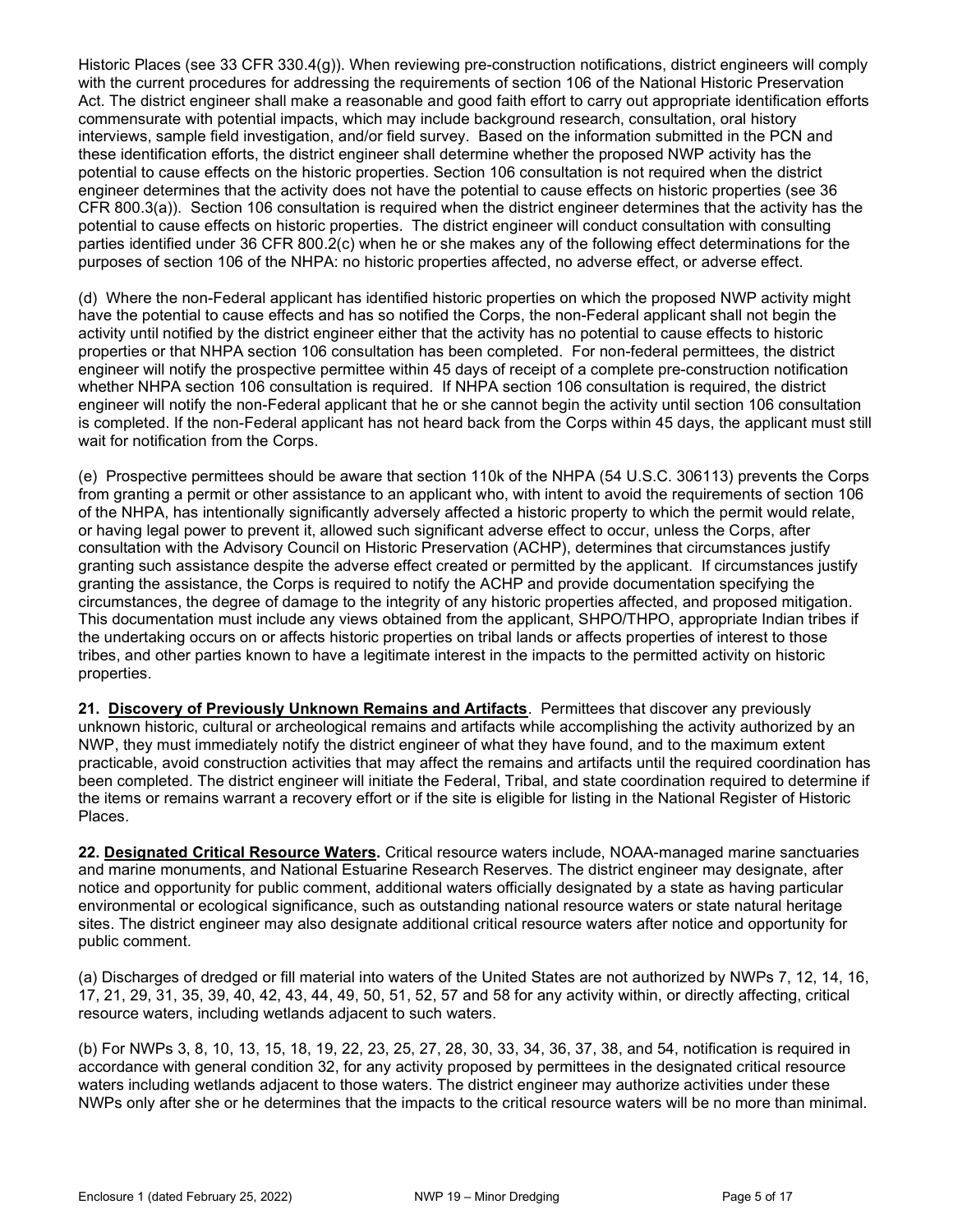Historic Places (see 33 CFR 330.4(g)). When reviewing pre-construction notifications, district engineers will comply with the current procedures for addressing the requirements of section 106 of the National Historic Preservation Act. The district engineer shall make a reasonable and good faith effort to carry out appropriate identification efforts commensurate with potential impacts, which may include background research, consultation, oral history interviews, sample field investigation, and/or field survey. Based on the information submitted in the PCN and these identification efforts, the district engineer shall determine whether the proposed NWP activity has the potential to cause effects on the historic properties. Section 106 consultation is not required when the district engineer determines that the activity does not have the potential to cause effects on historic properties (see 36 CFR 800.3(a)). Section 106 consultation is required when the district engineer determines that the activity has the potential to cause effects on historic properties. The district engineer will conduct consultation with consulting parties identified under 36 CFR 800.2(c) when he or she makes any of the following effect determinations for the purposes of section 106 of the NHPA: no historic properties affected, no adverse effect, or adverse effect.

(d) Where the non-Federal applicant has identified historic properties on which the proposed NWP activity might have the potential to cause effects and has so notified the Corps, the non-Federal applicant shall not begin the activity until notified by the district engineer either that the activity has no potential to cause effects to historic properties or that NHPA section 106 consultation has been completed. For non-federal permittees, the district engineer will notify the prospective permittee within 45 days of receipt of a complete pre-construction notification whether NHPA section 106 consultation is required. If NHPA section 106 consultation is required, the district engineer will notify the non-Federal applicant that he or she cannot begin the activity until section 106 consultation is completed. If the non-Federal applicant has not heard back from the Corps within 45 days, the applicant must still wait for notification from the Corps.

(e) Prospective permittees should be aware that section 110k of the NHPA (54 U.S.C. 306113) prevents the Corps from granting a permit or other assistance to an applicant who, with intent to avoid the requirements of section 106 of the NHPA, has intentionally significantly adversely affected a historic property to which the permit would relate, or having legal power to prevent it, allowed such significant adverse effect to occur, unless the Corps, after consultation with the Advisory Council on Historic Preservation (ACHP), determines that circumstances justify granting such assistance despite the adverse effect created or permitted by the applicant. If circumstances justify granting the assistance, the Corps is required to notify the ACHP and provide documentation specifying the circumstances, the degree of damage to the integrity of any historic properties affected, and proposed mitigation. This documentation must include any views obtained from the applicant, SHPO/THPO, appropriate Indian tribes if the undertaking occurs on or affects historic properties on tribal lands or affects properties of interest to those tribes, and other parties known to have a legitimate interest in the impacts to the permitted activity on historic properties.

**21. Discovery of Previously Unknown Remains and Artifacts**. Permittees that discover any previously unknown historic, cultural or archeological remains and artifacts while accomplishing the activity authorized by an NWP, they must immediately notify the district engineer of what they have found, and to the maximum extent practicable, avoid construction activities that may affect the remains and artifacts until the required coordination has been completed. The district engineer will initiate the Federal, Tribal, and state coordination required to determine if the items or remains warrant a recovery effort or if the site is eligible for listing in the National Register of Historic Places.

**22. Designated Critical Resource Waters.** Critical resource waters include, NOAA-managed marine sanctuaries and marine monuments, and National Estuarine Research Reserves. The district engineer may designate, after notice and opportunity for public comment, additional waters officially designated by a state as having particular environmental or ecological significance, such as outstanding national resource waters or state natural heritage sites. The district engineer may also designate additional critical resource waters after notice and opportunity for public comment.

(a) Discharges of dredged or fill material into waters of the United States are not authorized by NWPs 7, 12, 14, 16, 17, 21, 29, 31, 35, 39, 40, 42, 43, 44, 49, 50, 51, 52, 57 and 58 for any activity within, or directly affecting, critical resource waters, including wetlands adjacent to such waters.

(b) For NWPs 3, 8, 10, 13, 15, 18, 19, 22, 23, 25, 27, 28, 30, 33, 34, 36, 37, 38, and 54, notification is required in accordance with general condition 32, for any activity proposed by permittees in the designated critical resource waters including wetlands adjacent to those waters. The district engineer may authorize activities under these NWPs only after she or he determines that the impacts to the critical resource waters will be no more than minimal.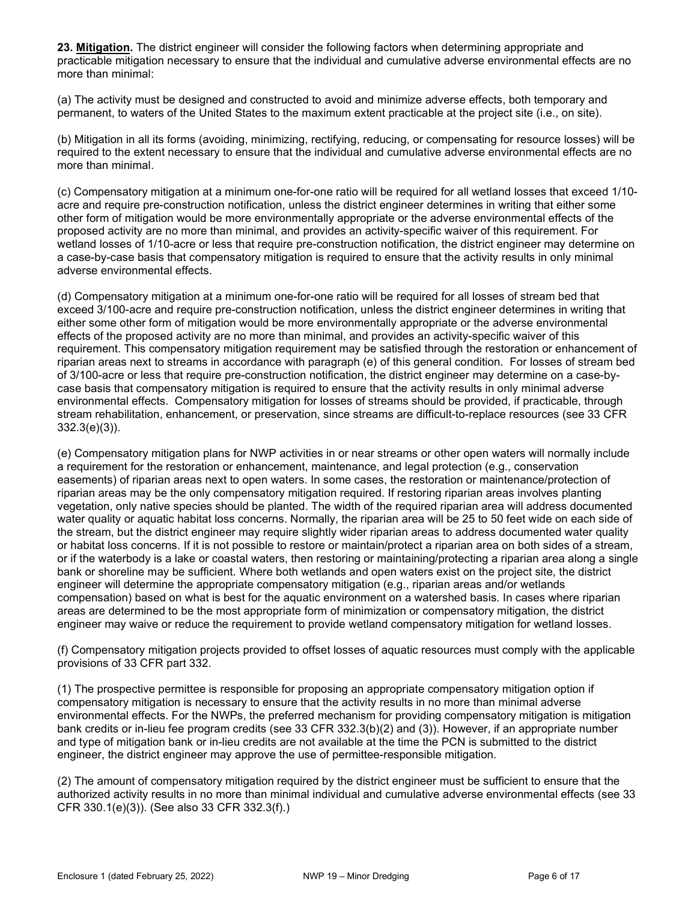**23. Mitigation.** The district engineer will consider the following factors when determining appropriate and practicable mitigation necessary to ensure that the individual and cumulative adverse environmental effects are no more than minimal:

(a) The activity must be designed and constructed to avoid and minimize adverse effects, both temporary and permanent, to waters of the United States to the maximum extent practicable at the project site (i.e., on site).

(b) Mitigation in all its forms (avoiding, minimizing, rectifying, reducing, or compensating for resource losses) will be required to the extent necessary to ensure that the individual and cumulative adverse environmental effects are no more than minimal.

(c) Compensatory mitigation at a minimum one-for-one ratio will be required for all wetland losses that exceed 1/10-acre and require pre-construction notification, unless the district engineer determines in writing that either some other form of mitigation would be more environmentally appropriate or the adverse environmental effects of the proposed activity are no more than minimal, and provides an activity-specific waiver of this requirement. For wetland losses of 1/10-acre or less that require pre-construction notification, the district engineer may determine on a case-by-case basis that compensatory mitigation is required to ensure that the activity results in only minimal adverse environmental effects.

(d) Compensatory mitigation at a minimum one-for-one ratio will be required for all losses of stream bed that exceed 3/100-acre and require pre-construction notification, unless the district engineer determines in writing that either some other form of mitigation would be more environmentally appropriate or the adverse environmental effects of the proposed activity are no more than minimal, and provides an activity-specific waiver of this requirement. This compensatory mitigation requirement may be satisfied through the restoration or enhancement of riparian areas next to streams in accordance with paragraph (e) of this general condition. For losses of stream bed of 3/100-acre or less that require pre-construction notification, the district engineer may determine on a case-by-case basis that compensatory mitigation is required to ensure that the activity results in only minimal adverse environmental effects. Compensatory mitigation for losses of streams should be provided, if practicable, through stream rehabilitation, enhancement, or preservation, since streams are difficult-to-replace resources (see 33 CFR 332.3(e)(3)).

(e) Compensatory mitigation plans for NWP activities in or near streams or other open waters will normally include a requirement for the restoration or enhancement, maintenance, and legal protection (e.g., conservation easements) of riparian areas next to open waters. In some cases, the restoration or maintenance/protection of riparian areas may be the only compensatory mitigation required. If restoring riparian areas involves planting vegetation, only native species should be planted. The width of the required riparian area will address documented water quality or aquatic habitat loss concerns. Normally, the riparian area will be 25 to 50 feet wide on each side of the stream, but the district engineer may require slightly wider riparian areas to address documented water quality or habitat loss concerns. If it is not possible to restore or maintain/protect a riparian area on both sides of a stream, or if the waterbody is a lake or coastal waters, then restoring or maintaining/protecting a riparian area along a single bank or shoreline may be sufficient. Where both wetlands and open waters exist on the project site, the district engineer will determine the appropriate compensatory mitigation (e.g., riparian areas and/or wetlands compensation) based on what is best for the aquatic environment on a watershed basis. In cases where riparian areas are determined to be the most appropriate form of minimization or compensatory mitigation, the district engineer may waive or reduce the requirement to provide wetland compensatory mitigation for wetland losses.

(f) Compensatory mitigation projects provided to offset losses of aquatic resources must comply with the applicable provisions of 33 CFR part 332.

(1) The prospective permittee is responsible for proposing an appropriate compensatory mitigation option if compensatory mitigation is necessary to ensure that the activity results in no more than minimal adverse environmental effects. For the NWPs, the preferred mechanism for providing compensatory mitigation is mitigation bank credits or in-lieu fee program credits (see 33 CFR 332.3(b)(2) and (3)). However, if an appropriate number and type of mitigation bank or in-lieu credits are not available at the time the PCN is submitted to the district engineer, the district engineer may approve the use of permittee-responsible mitigation.

(2) The amount of compensatory mitigation required by the district engineer must be sufficient to ensure that the authorized activity results in no more than minimal individual and cumulative adverse environmental effects (see 33 CFR 330.1(e)(3)). (See also 33 CFR 332.3(f).)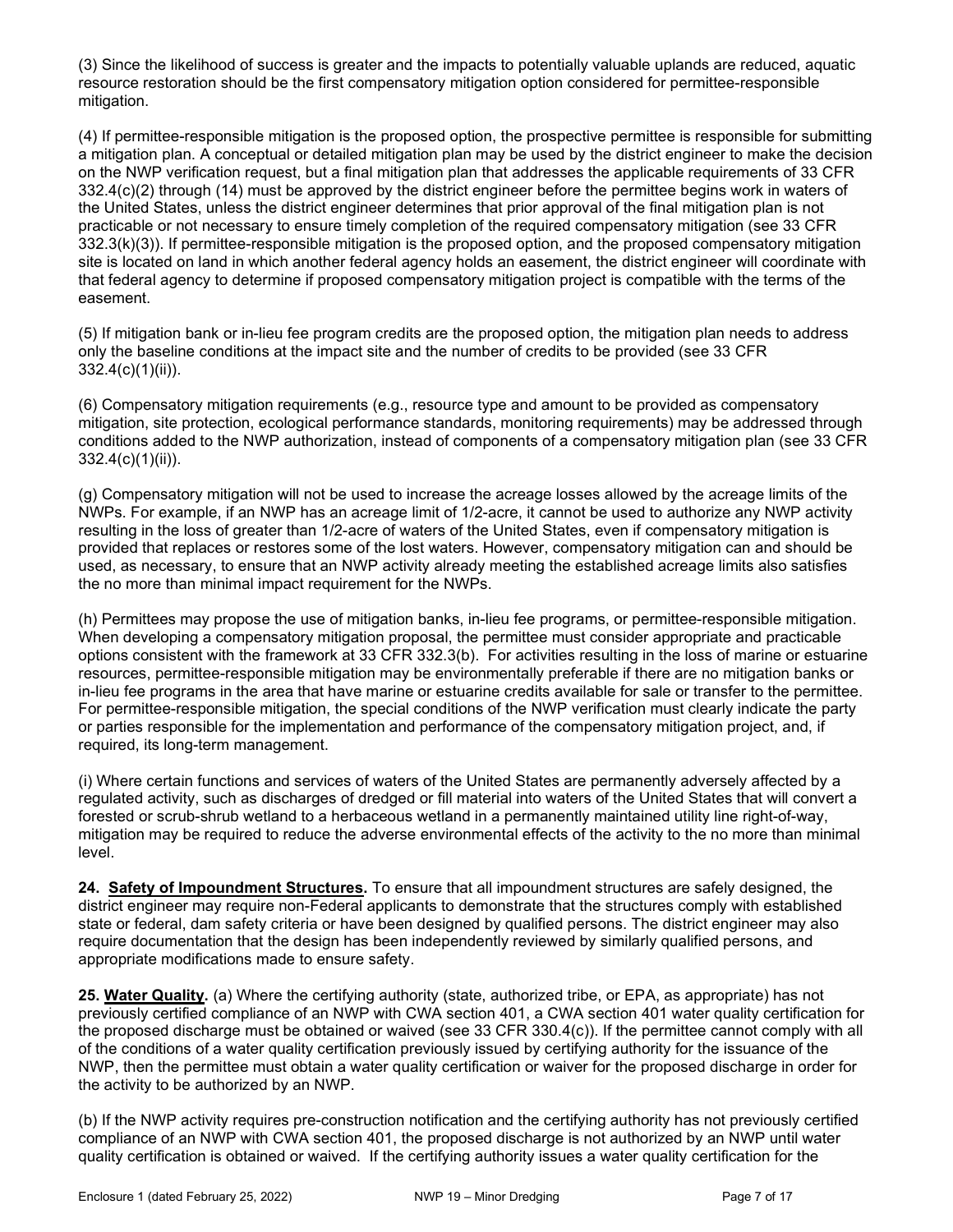(3) Since the likelihood of success is greater and the impacts to potentially valuable uplands are reduced, aquatic resource restoration should be the first compensatory mitigation option considered for permittee-responsible mitigation.

(4) If permittee-responsible mitigation is the proposed option, the prospective permittee is responsible for submitting a mitigation plan. A conceptual or detailed mitigation plan may be used by the district engineer to make the decision on the NWP verification request, but a final mitigation plan that addresses the applicable requirements of 33 CFR 332.4(c)(2) through (14) must be approved by the district engineer before the permittee begins work in waters of the United States, unless the district engineer determines that prior approval of the final mitigation plan is not practicable or not necessary to ensure timely completion of the required compensatory mitigation (see 33 CFR 332.3(k)(3)). If permittee-responsible mitigation is the proposed option, and the proposed compensatory mitigation site is located on land in which another federal agency holds an easement, the district engineer will coordinate with that federal agency to determine if proposed compensatory mitigation project is compatible with the terms of the easement.

(5) If mitigation bank or in-lieu fee program credits are the proposed option, the mitigation plan needs to address only the baseline conditions at the impact site and the number of credits to be provided (see 33 CFR 332.4(c)(1)(ii)).

(6) Compensatory mitigation requirements (e.g., resource type and amount to be provided as compensatory mitigation, site protection, ecological performance standards, monitoring requirements) may be addressed through conditions added to the NWP authorization, instead of components of a compensatory mitigation plan (see 33 CFR 332.4(c)(1)(ii)).

(g) Compensatory mitigation will not be used to increase the acreage losses allowed by the acreage limits of the NWPs. For example, if an NWP has an acreage limit of 1/2-acre, it cannot be used to authorize any NWP activity resulting in the loss of greater than 1/2-acre of waters of the United States, even if compensatory mitigation is provided that replaces or restores some of the lost waters. However, compensatory mitigation can and should be used, as necessary, to ensure that an NWP activity already meeting the established acreage limits also satisfies the no more than minimal impact requirement for the NWPs.

(h) Permittees may propose the use of mitigation banks, in-lieu fee programs, or permittee-responsible mitigation. When developing a compensatory mitigation proposal, the permittee must consider appropriate and practicable options consistent with the framework at 33 CFR 332.3(b). For activities resulting in the loss of marine or estuarine resources, permittee-responsible mitigation may be environmentally preferable if there are no mitigation banks or in-lieu fee programs in the area that have marine or estuarine credits available for sale or transfer to the permittee. For permittee-responsible mitigation, the special conditions of the NWP verification must clearly indicate the party or parties responsible for the implementation and performance of the compensatory mitigation project, and, if required, its long-term management.

(i) Where certain functions and services of waters of the United States are permanently adversely affected by a regulated activity, such as discharges of dredged or fill material into waters of the United States that will convert a forested or scrub-shrub wetland to a herbaceous wetland in a permanently maintained utility line right-of-way, mitigation may be required to reduce the adverse environmental effects of the activity to the no more than minimal level.

**24. Safety of Impoundment Structures.** To ensure that all impoundment structures are safely designed, the district engineer may require non-Federal applicants to demonstrate that the structures comply with established state or federal, dam safety criteria or have been designed by qualified persons. The district engineer may also require documentation that the design has been independently reviewed by similarly qualified persons, and appropriate modifications made to ensure safety.

**25. Water Quality.** (a) Where the certifying authority (state, authorized tribe, or EPA, as appropriate) has not previously certified compliance of an NWP with CWA section 401, a CWA section 401 water quality certification for the proposed discharge must be obtained or waived (see 33 CFR 330.4(c)). If the permittee cannot comply with all of the conditions of a water quality certification previously issued by certifying authority for the issuance of the NWP, then the permittee must obtain a water quality certification or waiver for the proposed discharge in order for the activity to be authorized by an NWP.

(b) If the NWP activity requires pre-construction notification and the certifying authority has not previously certified compliance of an NWP with CWA section 401, the proposed discharge is not authorized by an NWP until water quality certification is obtained or waived. If the certifying authority issues a water quality certification for the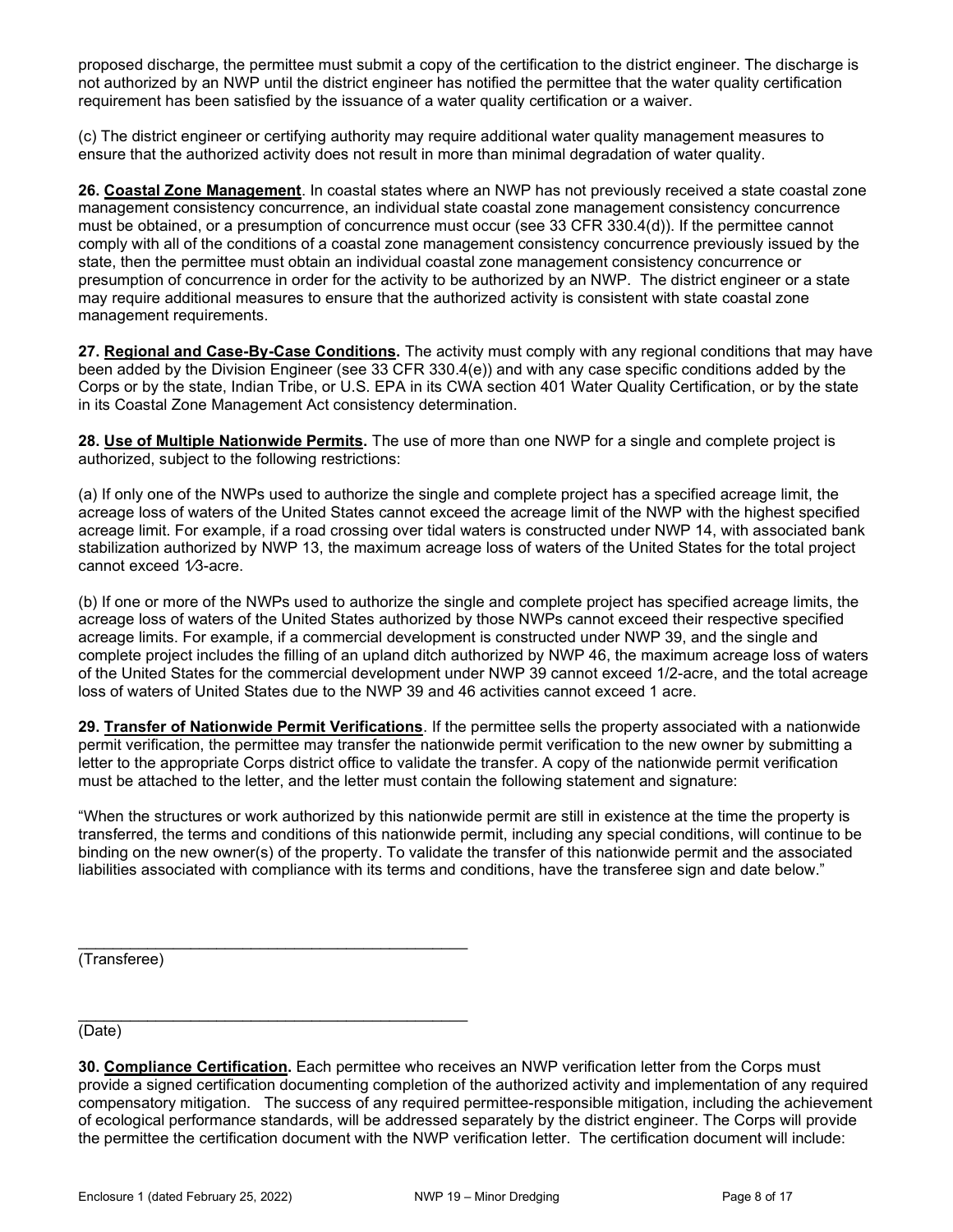proposed discharge, the permittee must submit a copy of the certification to the district engineer. The discharge is not authorized by an NWP until the district engineer has notified the permittee that the water quality certification requirement has been satisfied by the issuance of a water quality certification or a waiver.

(c) The district engineer or certifying authority may require additional water quality management measures to ensure that the authorized activity does not result in more than minimal degradation of water quality.

**26. <u>Coastal Zone Management</u>**. In coastal states where an NWP has not previously received a state coastal zone management consistency concurrence, an individual state coastal zone management consistency concurrence must be obtained, or a presumption of concurrence must occur (see 33 CFR 330.4(d)). If the permittee cannot comply with all of the conditions of a coastal zone management consistency concurrence previously issued by the state, then the permittee must obtain an individual coastal zone management consistency concurrence or presumption of concurrence in order for the activity to be authorized by an NWP. The district engineer or a state may require additional measures to ensure that the authorized activity is consistent with state coastal zone management requirements.

**27. <u>Regional and Case-By-Case Conditions</u>.** The activity must comply with any regional conditions that may have been added by the Division Engineer (see 33 CFR 330.4(e)) and with any case specific conditions added by the Corps or by the state, Indian Tribe, or U.S. EPA in its CWA section 401 Water Quality Certification, or by the state in its Coastal Zone Management Act consistency determination.

**28. <u>Use of Multiple Nationwide Permits</u>.** The use of more than one NWP for a single and complete project is authorized, subject to the following restrictions:

(a) If only one of the NWPs used to authorize the single and complete project has a specified acreage limit, the acreage loss of waters of the United States cannot exceed the acreage limit of the NWP with the highest specified acreage limit. For example, if a road crossing over tidal waters is constructed under NWP 14, with associated bank stabilization authorized by NWP 13, the maximum acreage loss of waters of the United States for the total project cannot exceed 1⁄3-acre.

(b) If one or more of the NWPs used to authorize the single and complete project has specified acreage limits, the acreage loss of waters of the United States authorized by those NWPs cannot exceed their respective specified acreage limits. For example, if a commercial development is constructed under NWP 39, and the single and complete project includes the filling of an upland ditch authorized by NWP 46, the maximum acreage loss of waters of the United States for the commercial development under NWP 39 cannot exceed 1/2-acre, and the total acreage loss of waters of United States due to the NWP 39 and 46 activities cannot exceed 1 acre.

**29. <u>Transfer of Nationwide Permit Verifications</u>**. If the permittee sells the property associated with a nationwide permit verification, the permittee may transfer the nationwide permit verification to the new owner by submitting a letter to the appropriate Corps district office to validate the transfer. A copy of the nationwide permit verification must be attached to the letter, and the letter must contain the following statement and signature:

"When the structures or work authorized by this nationwide permit are still in existence at the time the property is transferred, the terms and conditions of this nationwide permit, including any special conditions, will continue to be binding on the new owner(s) of the property. To validate the transfer of this nationwide permit and the associated liabilities associated with compliance with its terms and conditions, have the transferee sign and date below."

\_\_\_\_\_\_\_\_\_\_\_\_\_\_\_\_\_\_\_\_\_\_\_\_\_\_\_\_\_\_\_\_\_\_\_\_\_\_\_\_\_\_\_\_\_
(Transferee)

\_\_\_\_\_\_\_\_\_\_\_\_\_\_\_\_\_\_\_\_\_\_\_\_\_\_\_\_\_\_\_\_\_\_\_\_\_\_\_\_\_\_\_\_\_
(Date)

**30. <u>Compliance Certification</u>.** Each permittee who receives an NWP verification letter from the Corps must provide a signed certification documenting completion of the authorized activity and implementation of any required compensatory mitigation. The success of any required permittee-responsible mitigation, including the achievement of ecological performance standards, will be addressed separately by the district engineer. The Corps will provide the permittee the certification document with the NWP verification letter. The certification document will include: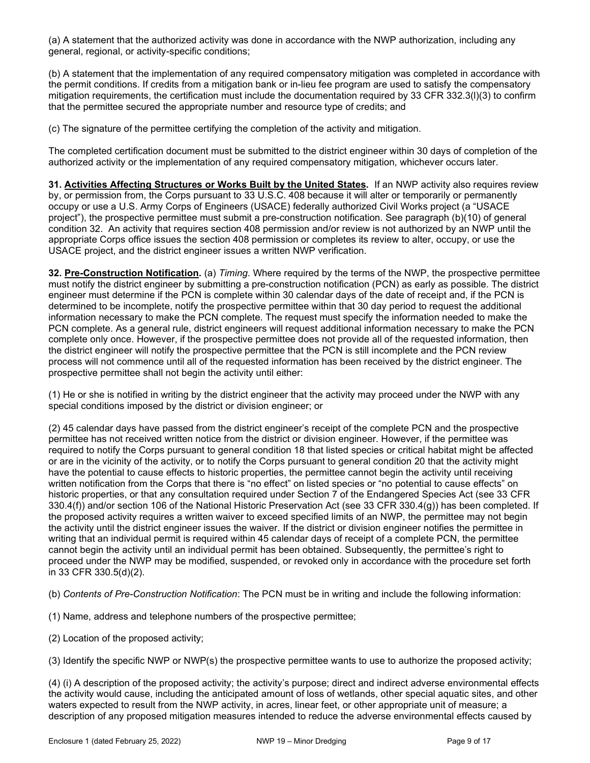(a) A statement that the authorized activity was done in accordance with the NWP authorization, including any general, regional, or activity-specific conditions;

(b) A statement that the implementation of any required compensatory mitigation was completed in accordance with the permit conditions. If credits from a mitigation bank or in-lieu fee program are used to satisfy the compensatory mitigation requirements, the certification must include the documentation required by 33 CFR 332.3(l)(3) to confirm that the permittee secured the appropriate number and resource type of credits; and

(c) The signature of the permittee certifying the completion of the activity and mitigation.

The completed certification document must be submitted to the district engineer within 30 days of completion of the authorized activity or the implementation of any required compensatory mitigation, whichever occurs later.

**31. Activities Affecting Structures or Works Built by the United States.** If an NWP activity also requires review by, or permission from, the Corps pursuant to 33 U.S.C. 408 because it will alter or temporarily or permanently occupy or use a U.S. Army Corps of Engineers (USACE) federally authorized Civil Works project (a "USACE project"), the prospective permittee must submit a pre-construction notification. See paragraph (b)(10) of general condition 32. An activity that requires section 408 permission and/or review is not authorized by an NWP until the appropriate Corps office issues the section 408 permission or completes its review to alter, occupy, or use the USACE project, and the district engineer issues a written NWP verification.

**32. Pre-Construction Notification.** (a) *Timing*. Where required by the terms of the NWP, the prospective permittee must notify the district engineer by submitting a pre-construction notification (PCN) as early as possible. The district engineer must determine if the PCN is complete within 30 calendar days of the date of receipt and, if the PCN is determined to be incomplete, notify the prospective permittee within that 30 day period to request the additional information necessary to make the PCN complete. The request must specify the information needed to make the PCN complete. As a general rule, district engineers will request additional information necessary to make the PCN complete only once. However, if the prospective permittee does not provide all of the requested information, then the district engineer will notify the prospective permittee that the PCN is still incomplete and the PCN review process will not commence until all of the requested information has been received by the district engineer. The prospective permittee shall not begin the activity until either:

(1) He or she is notified in writing by the district engineer that the activity may proceed under the NWP with any special conditions imposed by the district or division engineer; or

(2) 45 calendar days have passed from the district engineer's receipt of the complete PCN and the prospective permittee has not received written notice from the district or division engineer. However, if the permittee was required to notify the Corps pursuant to general condition 18 that listed species or critical habitat might be affected or are in the vicinity of the activity, or to notify the Corps pursuant to general condition 20 that the activity might have the potential to cause effects to historic properties, the permittee cannot begin the activity until receiving written notification from the Corps that there is "no effect" on listed species or "no potential to cause effects" on historic properties, or that any consultation required under Section 7 of the Endangered Species Act (see 33 CFR 330.4(f)) and/or section 106 of the National Historic Preservation Act (see 33 CFR 330.4(g)) has been completed. If the proposed activity requires a written waiver to exceed specified limits of an NWP, the permittee may not begin the activity until the district engineer issues the waiver. If the district or division engineer notifies the permittee in writing that an individual permit is required within 45 calendar days of receipt of a complete PCN, the permittee cannot begin the activity until an individual permit has been obtained. Subsequently, the permittee's right to proceed under the NWP may be modified, suspended, or revoked only in accordance with the procedure set forth in 33 CFR 330.5(d)(2).

(b) *Contents of Pre-Construction Notification*: The PCN must be in writing and include the following information:

(1) Name, address and telephone numbers of the prospective permittee;

(2) Location of the proposed activity;

(3) Identify the specific NWP or NWP(s) the prospective permittee wants to use to authorize the proposed activity;

(4) (i) A description of the proposed activity; the activity's purpose; direct and indirect adverse environmental effects the activity would cause, including the anticipated amount of loss of wetlands, other special aquatic sites, and other waters expected to result from the NWP activity, in acres, linear feet, or other appropriate unit of measure; a description of any proposed mitigation measures intended to reduce the adverse environmental effects caused by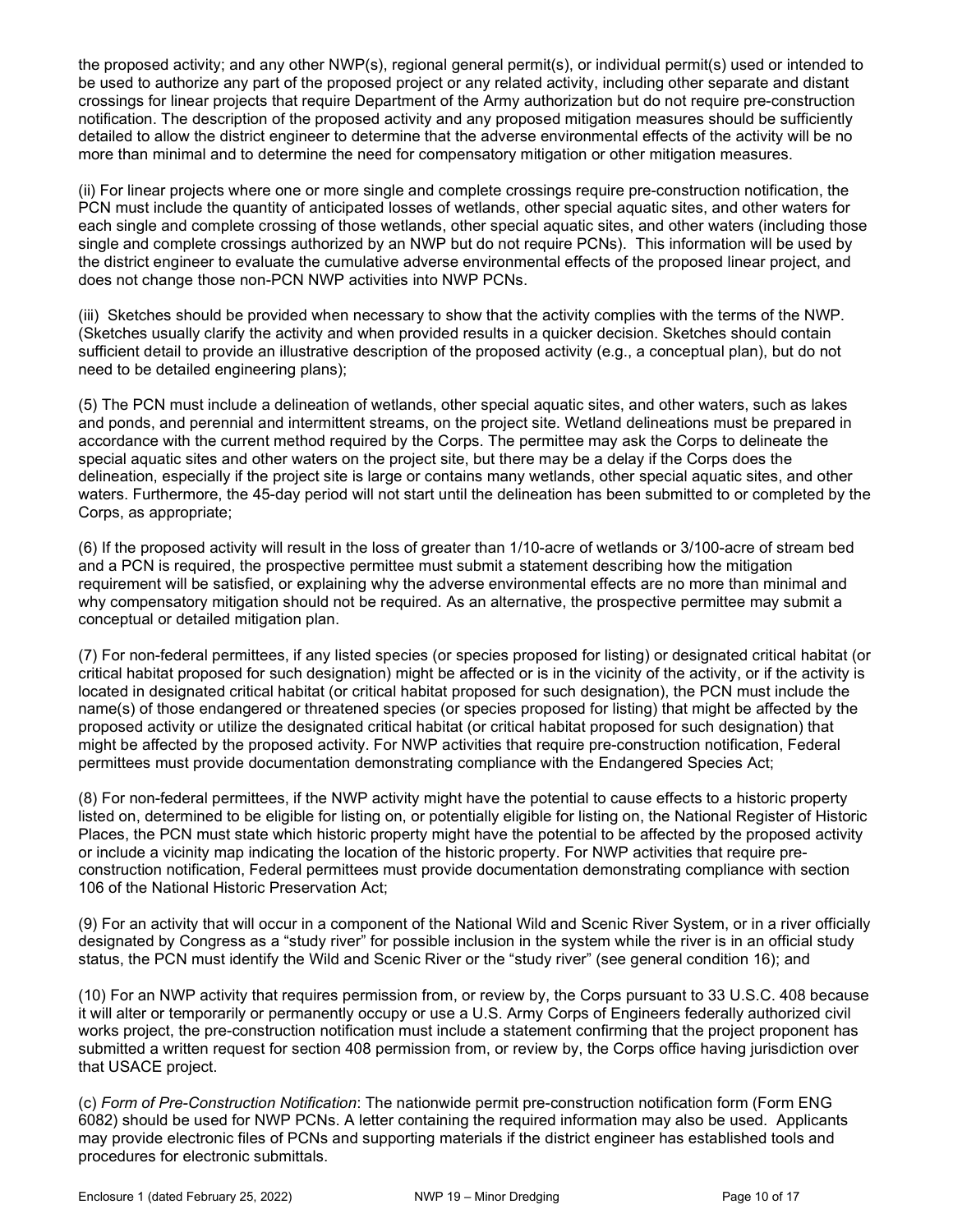the proposed activity; and any other NWP(s), regional general permit(s), or individual permit(s) used or intended to be used to authorize any part of the proposed project or any related activity, including other separate and distant crossings for linear projects that require Department of the Army authorization but do not require pre-construction notification. The description of the proposed activity and any proposed mitigation measures should be sufficiently detailed to allow the district engineer to determine that the adverse environmental effects of the activity will be no more than minimal and to determine the need for compensatory mitigation or other mitigation measures.

(ii) For linear projects where one or more single and complete crossings require pre-construction notification, the PCN must include the quantity of anticipated losses of wetlands, other special aquatic sites, and other waters for each single and complete crossing of those wetlands, other special aquatic sites, and other waters (including those single and complete crossings authorized by an NWP but do not require PCNs). This information will be used by the district engineer to evaluate the cumulative adverse environmental effects of the proposed linear project, and does not change those non-PCN NWP activities into NWP PCNs.

(iii) Sketches should be provided when necessary to show that the activity complies with the terms of the NWP. (Sketches usually clarify the activity and when provided results in a quicker decision. Sketches should contain sufficient detail to provide an illustrative description of the proposed activity (e.g., a conceptual plan), but do not need to be detailed engineering plans);

(5) The PCN must include a delineation of wetlands, other special aquatic sites, and other waters, such as lakes and ponds, and perennial and intermittent streams, on the project site. Wetland delineations must be prepared in accordance with the current method required by the Corps. The permittee may ask the Corps to delineate the special aquatic sites and other waters on the project site, but there may be a delay if the Corps does the delineation, especially if the project site is large or contains many wetlands, other special aquatic sites, and other waters. Furthermore, the 45-day period will not start until the delineation has been submitted to or completed by the Corps, as appropriate;

(6) If the proposed activity will result in the loss of greater than 1/10-acre of wetlands or 3/100-acre of stream bed and a PCN is required, the prospective permittee must submit a statement describing how the mitigation requirement will be satisfied, or explaining why the adverse environmental effects are no more than minimal and why compensatory mitigation should not be required. As an alternative, the prospective permittee may submit a conceptual or detailed mitigation plan.

(7) For non-federal permittees, if any listed species (or species proposed for listing) or designated critical habitat (or critical habitat proposed for such designation) might be affected or is in the vicinity of the activity, or if the activity is located in designated critical habitat (or critical habitat proposed for such designation), the PCN must include the name(s) of those endangered or threatened species (or species proposed for listing) that might be affected by the proposed activity or utilize the designated critical habitat (or critical habitat proposed for such designation) that might be affected by the proposed activity. For NWP activities that require pre-construction notification, Federal permittees must provide documentation demonstrating compliance with the Endangered Species Act;

(8) For non-federal permittees, if the NWP activity might have the potential to cause effects to a historic property listed on, determined to be eligible for listing on, or potentially eligible for listing on, the National Register of Historic Places, the PCN must state which historic property might have the potential to be affected by the proposed activity or include a vicinity map indicating the location of the historic property. For NWP activities that require pre-construction notification, Federal permittees must provide documentation demonstrating compliance with section 106 of the National Historic Preservation Act;

(9) For an activity that will occur in a component of the National Wild and Scenic River System, or in a river officially designated by Congress as a "study river" for possible inclusion in the system while the river is in an official study status, the PCN must identify the Wild and Scenic River or the "study river" (see general condition 16); and

(10) For an NWP activity that requires permission from, or review by, the Corps pursuant to 33 U.S.C. 408 because it will alter or temporarily or permanently occupy or use a U.S. Army Corps of Engineers federally authorized civil works project, the pre-construction notification must include a statement confirming that the project proponent has submitted a written request for section 408 permission from, or review by, the Corps office having jurisdiction over that USACE project.

(c) *Form of Pre-Construction Notification*: The nationwide permit pre-construction notification form (Form ENG 6082) should be used for NWP PCNs. A letter containing the required information may also be used. Applicants may provide electronic files of PCNs and supporting materials if the district engineer has established tools and procedures for electronic submittals.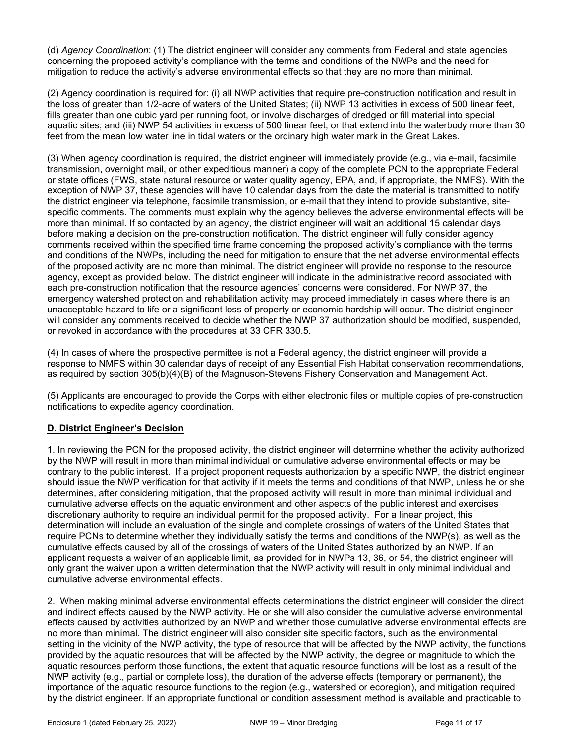(d) *Agency Coordination*: (1) The district engineer will consider any comments from Federal and state agencies concerning the proposed activity's compliance with the terms and conditions of the NWPs and the need for mitigation to reduce the activity's adverse environmental effects so that they are no more than minimal.

(2) Agency coordination is required for: (i) all NWP activities that require pre-construction notification and result in the loss of greater than 1/2-acre of waters of the United States; (ii) NWP 13 activities in excess of 500 linear feet, fills greater than one cubic yard per running foot, or involve discharges of dredged or fill material into special aquatic sites; and (iii) NWP 54 activities in excess of 500 linear feet, or that extend into the waterbody more than 30 feet from the mean low water line in tidal waters or the ordinary high water mark in the Great Lakes.

(3) When agency coordination is required, the district engineer will immediately provide (e.g., via e-mail, facsimile transmission, overnight mail, or other expeditious manner) a copy of the complete PCN to the appropriate Federal or state offices (FWS, state natural resource or water quality agency, EPA, and, if appropriate, the NMFS). With the exception of NWP 37, these agencies will have 10 calendar days from the date the material is transmitted to notify the district engineer via telephone, facsimile transmission, or e-mail that they intend to provide substantive, site-specific comments. The comments must explain why the agency believes the adverse environmental effects will be more than minimal. If so contacted by an agency, the district engineer will wait an additional 15 calendar days before making a decision on the pre-construction notification. The district engineer will fully consider agency comments received within the specified time frame concerning the proposed activity's compliance with the terms and conditions of the NWPs, including the need for mitigation to ensure that the net adverse environmental effects of the proposed activity are no more than minimal. The district engineer will provide no response to the resource agency, except as provided below. The district engineer will indicate in the administrative record associated with each pre-construction notification that the resource agencies' concerns were considered. For NWP 37, the emergency watershed protection and rehabilitation activity may proceed immediately in cases where there is an unacceptable hazard to life or a significant loss of property or economic hardship will occur. The district engineer will consider any comments received to decide whether the NWP 37 authorization should be modified, suspended, or revoked in accordance with the procedures at 33 CFR 330.5.

(4) In cases of where the prospective permittee is not a Federal agency, the district engineer will provide a response to NMFS within 30 calendar days of receipt of any Essential Fish Habitat conservation recommendations, as required by section 305(b)(4)(B) of the Magnuson-Stevens Fishery Conservation and Management Act.

(5) Applicants are encouraged to provide the Corps with either electronic files or multiple copies of pre-construction notifications to expedite agency coordination.

**D. District Engineer's Decision**

1. In reviewing the PCN for the proposed activity, the district engineer will determine whether the activity authorized by the NWP will result in more than minimal individual or cumulative adverse environmental effects or may be contrary to the public interest. If a project proponent requests authorization by a specific NWP, the district engineer should issue the NWP verification for that activity if it meets the terms and conditions of that NWP, unless he or she determines, after considering mitigation, that the proposed activity will result in more than minimal individual and cumulative adverse effects on the aquatic environment and other aspects of the public interest and exercises discretionary authority to require an individual permit for the proposed activity. For a linear project, this determination will include an evaluation of the single and complete crossings of waters of the United States that require PCNs to determine whether they individually satisfy the terms and conditions of the NWP(s), as well as the cumulative effects caused by all of the crossings of waters of the United States authorized by an NWP. If an applicant requests a waiver of an applicable limit, as provided for in NWPs 13, 36, or 54, the district engineer will only grant the waiver upon a written determination that the NWP activity will result in only minimal individual and cumulative adverse environmental effects.

2. When making minimal adverse environmental effects determinations the district engineer will consider the direct and indirect effects caused by the NWP activity. He or she will also consider the cumulative adverse environmental effects caused by activities authorized by an NWP and whether those cumulative adverse environmental effects are no more than minimal. The district engineer will also consider site specific factors, such as the environmental setting in the vicinity of the NWP activity, the type of resource that will be affected by the NWP activity, the functions provided by the aquatic resources that will be affected by the NWP activity, the degree or magnitude to which the aquatic resources perform those functions, the extent that aquatic resource functions will be lost as a result of the NWP activity (e.g., partial or complete loss), the duration of the adverse effects (temporary or permanent), the importance of the aquatic resource functions to the region (e.g., watershed or ecoregion), and mitigation required by the district engineer. If an appropriate functional or condition assessment method is available and practicable to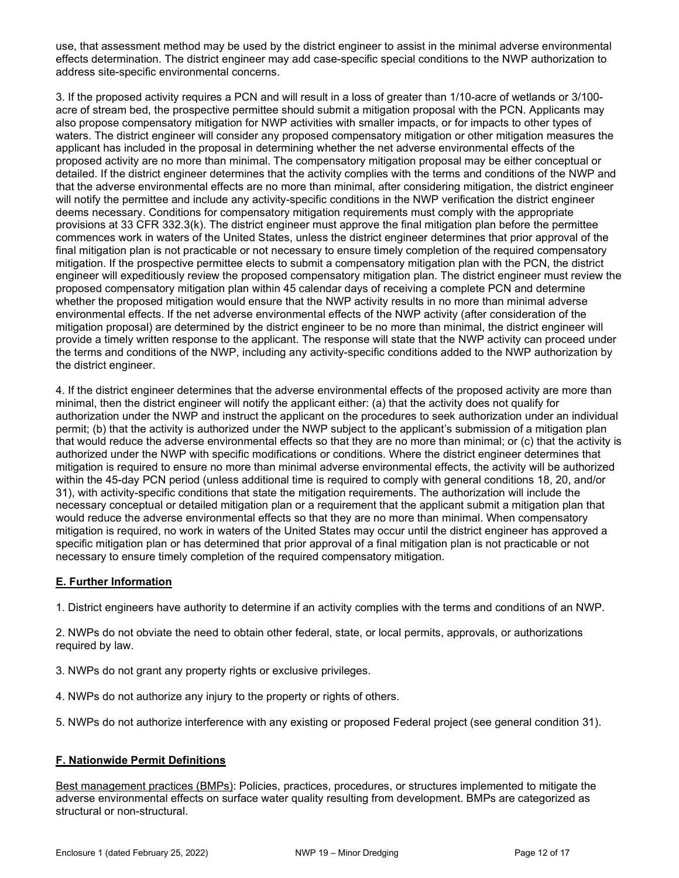use, that assessment method may be used by the district engineer to assist in the minimal adverse environmental effects determination. The district engineer may add case-specific special conditions to the NWP authorization to address site-specific environmental concerns.

3. If the proposed activity requires a PCN and will result in a loss of greater than 1/10-acre of wetlands or 3/100-acre of stream bed, the prospective permittee should submit a mitigation proposal with the PCN. Applicants may also propose compensatory mitigation for NWP activities with smaller impacts, or for impacts to other types of waters. The district engineer will consider any proposed compensatory mitigation or other mitigation measures the applicant has included in the proposal in determining whether the net adverse environmental effects of the proposed activity are no more than minimal. The compensatory mitigation proposal may be either conceptual or detailed. If the district engineer determines that the activity complies with the terms and conditions of the NWP and that the adverse environmental effects are no more than minimal, after considering mitigation, the district engineer will notify the permittee and include any activity-specific conditions in the NWP verification the district engineer deems necessary. Conditions for compensatory mitigation requirements must comply with the appropriate provisions at 33 CFR 332.3(k). The district engineer must approve the final mitigation plan before the permittee commences work in waters of the United States, unless the district engineer determines that prior approval of the final mitigation plan is not practicable or not necessary to ensure timely completion of the required compensatory mitigation. If the prospective permittee elects to submit a compensatory mitigation plan with the PCN, the district engineer will expeditiously review the proposed compensatory mitigation plan. The district engineer must review the proposed compensatory mitigation plan within 45 calendar days of receiving a complete PCN and determine whether the proposed mitigation would ensure that the NWP activity results in no more than minimal adverse environmental effects. If the net adverse environmental effects of the NWP activity (after consideration of the mitigation proposal) are determined by the district engineer to be no more than minimal, the district engineer will provide a timely written response to the applicant. The response will state that the NWP activity can proceed under the terms and conditions of the NWP, including any activity-specific conditions added to the NWP authorization by the district engineer.

4. If the district engineer determines that the adverse environmental effects of the proposed activity are more than minimal, then the district engineer will notify the applicant either: (a) that the activity does not qualify for authorization under the NWP and instruct the applicant on the procedures to seek authorization under an individual permit; (b) that the activity is authorized under the NWP subject to the applicant's submission of a mitigation plan that would reduce the adverse environmental effects so that they are no more than minimal; or (c) that the activity is authorized under the NWP with specific modifications or conditions. Where the district engineer determines that mitigation is required to ensure no more than minimal adverse environmental effects, the activity will be authorized within the 45-day PCN period (unless additional time is required to comply with general conditions 18, 20, and/or 31), with activity-specific conditions that state the mitigation requirements. The authorization will include the necessary conceptual or detailed mitigation plan or a requirement that the applicant submit a mitigation plan that would reduce the adverse environmental effects so that they are no more than minimal. When compensatory mitigation is required, no work in waters of the United States may occur until the district engineer has approved a specific mitigation plan or has determined that prior approval of a final mitigation plan is not practicable or not necessary to ensure timely completion of the required compensatory mitigation.

## E. Further Information

1. District engineers have authority to determine if an activity complies with the terms and conditions of an NWP.

2. NWPs do not obviate the need to obtain other federal, state, or local permits, approvals, or authorizations required by law.

3. NWPs do not grant any property rights or exclusive privileges.

4. NWPs do not authorize any injury to the property or rights of others.

5. NWPs do not authorize interference with any existing or proposed Federal project (see general condition 31).

## F. Nationwide Permit Definitions

Best management practices (BMPs): Policies, practices, procedures, or structures implemented to mitigate the adverse environmental effects on surface water quality resulting from development. BMPs are categorized as structural or non-structural.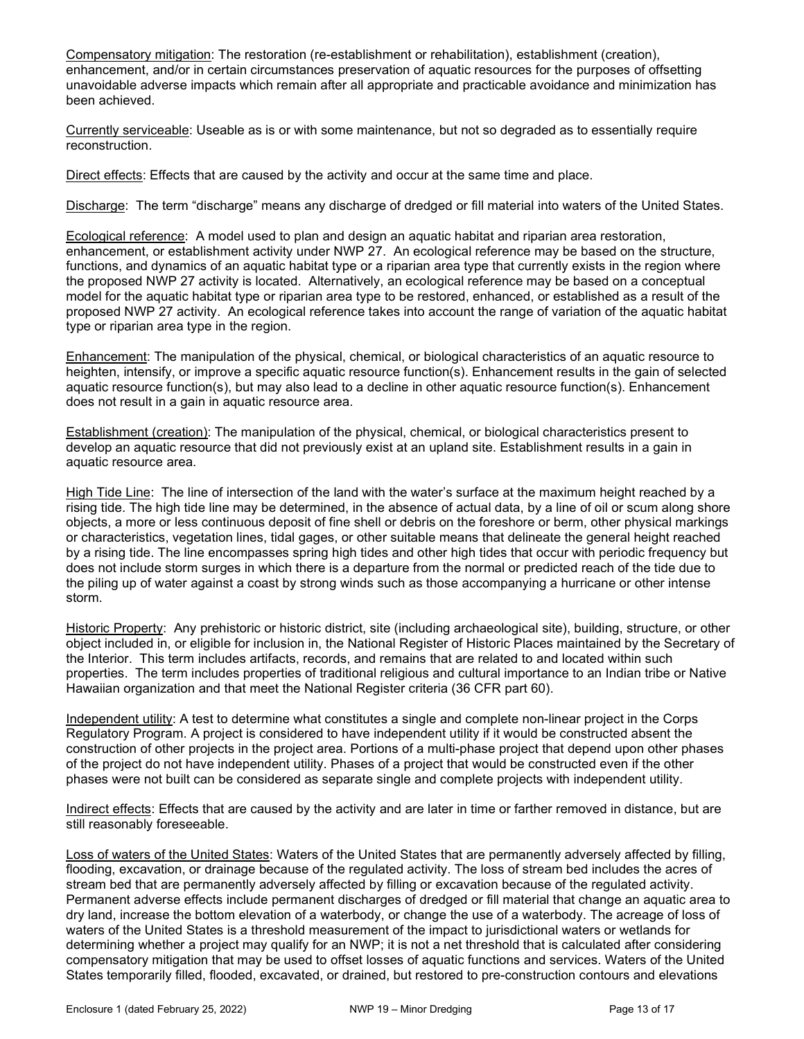Compensatory mitigation: The restoration (re-establishment or rehabilitation), establishment (creation), enhancement, and/or in certain circumstances preservation of aquatic resources for the purposes of offsetting unavoidable adverse impacts which remain after all appropriate and practicable avoidance and minimization has been achieved.

Currently serviceable: Useable as is or with some maintenance, but not so degraded as to essentially require reconstruction.

Direct effects: Effects that are caused by the activity and occur at the same time and place.

Discharge: The term "discharge" means any discharge of dredged or fill material into waters of the United States.

Ecological reference: A model used to plan and design an aquatic habitat and riparian area restoration, enhancement, or establishment activity under NWP 27. An ecological reference may be based on the structure, functions, and dynamics of an aquatic habitat type or a riparian area type that currently exists in the region where the proposed NWP 27 activity is located. Alternatively, an ecological reference may be based on a conceptual model for the aquatic habitat type or riparian area type to be restored, enhanced, or established as a result of the proposed NWP 27 activity. An ecological reference takes into account the range of variation of the aquatic habitat type or riparian area type in the region.

Enhancement: The manipulation of the physical, chemical, or biological characteristics of an aquatic resource to heighten, intensify, or improve a specific aquatic resource function(s). Enhancement results in the gain of selected aquatic resource function(s), but may also lead to a decline in other aquatic resource function(s). Enhancement does not result in a gain in aquatic resource area.

Establishment (creation): The manipulation of the physical, chemical, or biological characteristics present to develop an aquatic resource that did not previously exist at an upland site. Establishment results in a gain in aquatic resource area.

High Tide Line: The line of intersection of the land with the water's surface at the maximum height reached by a rising tide. The high tide line may be determined, in the absence of actual data, by a line of oil or scum along shore objects, a more or less continuous deposit of fine shell or debris on the foreshore or berm, other physical markings or characteristics, vegetation lines, tidal gages, or other suitable means that delineate the general height reached by a rising tide. The line encompasses spring high tides and other high tides that occur with periodic frequency but does not include storm surges in which there is a departure from the normal or predicted reach of the tide due to the piling up of water against a coast by strong winds such as those accompanying a hurricane or other intense storm.

Historic Property: Any prehistoric or historic district, site (including archaeological site), building, structure, or other object included in, or eligible for inclusion in, the National Register of Historic Places maintained by the Secretary of the Interior. This term includes artifacts, records, and remains that are related to and located within such properties. The term includes properties of traditional religious and cultural importance to an Indian tribe or Native Hawaiian organization and that meet the National Register criteria (36 CFR part 60).

Independent utility: A test to determine what constitutes a single and complete non-linear project in the Corps Regulatory Program. A project is considered to have independent utility if it would be constructed absent the construction of other projects in the project area. Portions of a multi-phase project that depend upon other phases of the project do not have independent utility. Phases of a project that would be constructed even if the other phases were not built can be considered as separate single and complete projects with independent utility.

Indirect effects: Effects that are caused by the activity and are later in time or farther removed in distance, but are still reasonably foreseeable.

Loss of waters of the United States: Waters of the United States that are permanently adversely affected by filling, flooding, excavation, or drainage because of the regulated activity. The loss of stream bed includes the acres of stream bed that are permanently adversely affected by filling or excavation because of the regulated activity. Permanent adverse effects include permanent discharges of dredged or fill material that change an aquatic area to dry land, increase the bottom elevation of a waterbody, or change the use of a waterbody. The acreage of loss of waters of the United States is a threshold measurement of the impact to jurisdictional waters or wetlands for determining whether a project may qualify for an NWP; it is not a net threshold that is calculated after considering compensatory mitigation that may be used to offset losses of aquatic functions and services. Waters of the United States temporarily filled, flooded, excavated, or drained, but restored to pre-construction contours and elevations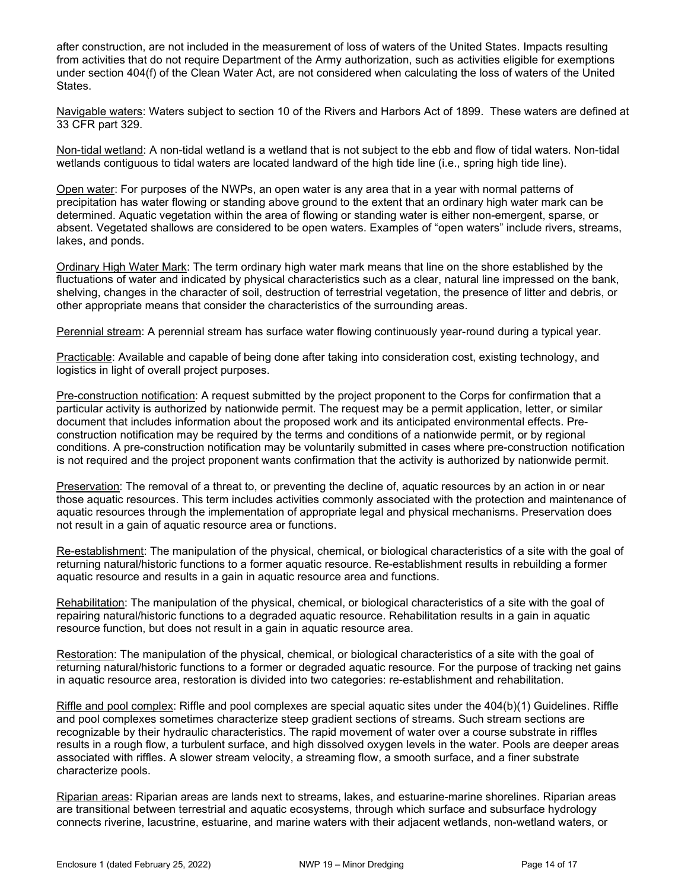after construction, are not included in the measurement of loss of waters of the United States. Impacts resulting from activities that do not require Department of the Army authorization, such as activities eligible for exemptions under section 404(f) of the Clean Water Act, are not considered when calculating the loss of waters of the United States.

<u>Navigable waters</u>: Waters subject to section 10 of the Rivers and Harbors Act of 1899. These waters are defined at 33 CFR part 329.

<u>Non-tidal wetland</u>: A non-tidal wetland is a wetland that is not subject to the ebb and flow of tidal waters. Non-tidal wetlands contiguous to tidal waters are located landward of the high tide line (i.e., spring high tide line).

<u>Open water</u>: For purposes of the NWPs, an open water is any area that in a year with normal patterns of precipitation has water flowing or standing above ground to the extent that an ordinary high water mark can be determined. Aquatic vegetation within the area of flowing or standing water is either non-emergent, sparse, or absent. Vegetated shallows are considered to be open waters. Examples of "open waters" include rivers, streams, lakes, and ponds.

<u>Ordinary High Water Mark</u>: The term ordinary high water mark means that line on the shore established by the fluctuations of water and indicated by physical characteristics such as a clear, natural line impressed on the bank, shelving, changes in the character of soil, destruction of terrestrial vegetation, the presence of litter and debris, or other appropriate means that consider the characteristics of the surrounding areas.

<u>Perennial stream</u>: A perennial stream has surface water flowing continuously year-round during a typical year.

<u>Practicable</u>: Available and capable of being done after taking into consideration cost, existing technology, and logistics in light of overall project purposes.

<u>Pre-construction notification</u>: A request submitted by the project proponent to the Corps for confirmation that a particular activity is authorized by nationwide permit. The request may be a permit application, letter, or similar document that includes information about the proposed work and its anticipated environmental effects. Pre-construction notification may be required by the terms and conditions of a nationwide permit, or by regional conditions. A pre-construction notification may be voluntarily submitted in cases where pre-construction notification is not required and the project proponent wants confirmation that the activity is authorized by nationwide permit.

<u>Preservation</u>: The removal of a threat to, or preventing the decline of, aquatic resources by an action in or near those aquatic resources. This term includes activities commonly associated with the protection and maintenance of aquatic resources through the implementation of appropriate legal and physical mechanisms. Preservation does not result in a gain of aquatic resource area or functions.

<u>Re-establishment</u>: The manipulation of the physical, chemical, or biological characteristics of a site with the goal of returning natural/historic functions to a former aquatic resource. Re-establishment results in rebuilding a former aquatic resource and results in a gain in aquatic resource area and functions.

<u>Rehabilitation</u>: The manipulation of the physical, chemical, or biological characteristics of a site with the goal of repairing natural/historic functions to a degraded aquatic resource. Rehabilitation results in a gain in aquatic resource function, but does not result in a gain in aquatic resource area.

<u>Restoration</u>: The manipulation of the physical, chemical, or biological characteristics of a site with the goal of returning natural/historic functions to a former or degraded aquatic resource. For the purpose of tracking net gains in aquatic resource area, restoration is divided into two categories: re-establishment and rehabilitation.

<u>Riffle and pool complex</u>: Riffle and pool complexes are special aquatic sites under the 404(b)(1) Guidelines. Riffle and pool complexes sometimes characterize steep gradient sections of streams. Such stream sections are recognizable by their hydraulic characteristics. The rapid movement of water over a course substrate in riffles results in a rough flow, a turbulent surface, and high dissolved oxygen levels in the water. Pools are deeper areas associated with riffles. A slower stream velocity, a streaming flow, a smooth surface, and a finer substrate characterize pools.

<u>Riparian areas</u>: Riparian areas are lands next to streams, lakes, and estuarine-marine shorelines. Riparian areas are transitional between terrestrial and aquatic ecosystems, through which surface and subsurface hydrology connects riverine, lacustrine, estuarine, and marine waters with their adjacent wetlands, non-wetland waters, or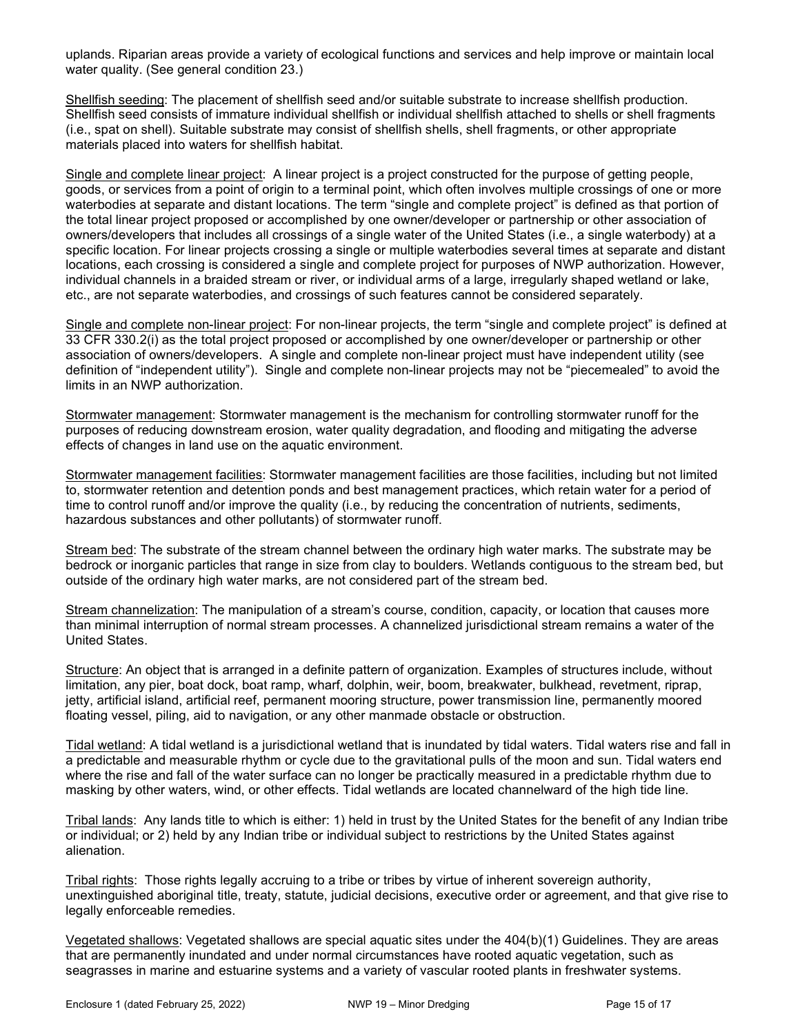uplands. Riparian areas provide a variety of ecological functions and services and help improve or maintain local water quality. (See general condition 23.)

Shellfish seeding: The placement of shellfish seed and/or suitable substrate to increase shellfish production. Shellfish seed consists of immature individual shellfish or individual shellfish attached to shells or shell fragments (i.e., spat on shell). Suitable substrate may consist of shellfish shells, shell fragments, or other appropriate materials placed into waters for shellfish habitat.

Single and complete linear project: A linear project is a project constructed for the purpose of getting people, goods, or services from a point of origin to a terminal point, which often involves multiple crossings of one or more waterbodies at separate and distant locations. The term "single and complete project" is defined as that portion of the total linear project proposed or accomplished by one owner/developer or partnership or other association of owners/developers that includes all crossings of a single water of the United States (i.e., a single waterbody) at a specific location. For linear projects crossing a single or multiple waterbodies several times at separate and distant locations, each crossing is considered a single and complete project for purposes of NWP authorization. However, individual channels in a braided stream or river, or individual arms of a large, irregularly shaped wetland or lake, etc., are not separate waterbodies, and crossings of such features cannot be considered separately.

Single and complete non-linear project: For non-linear projects, the term "single and complete project" is defined at 33 CFR 330.2(i) as the total project proposed or accomplished by one owner/developer or partnership or other association of owners/developers. A single and complete non-linear project must have independent utility (see definition of "independent utility"). Single and complete non-linear projects may not be "piecemealed" to avoid the limits in an NWP authorization.

Stormwater management: Stormwater management is the mechanism for controlling stormwater runoff for the purposes of reducing downstream erosion, water quality degradation, and flooding and mitigating the adverse effects of changes in land use on the aquatic environment.

Stormwater management facilities: Stormwater management facilities are those facilities, including but not limited to, stormwater retention and detention ponds and best management practices, which retain water for a period of time to control runoff and/or improve the quality (i.e., by reducing the concentration of nutrients, sediments, hazardous substances and other pollutants) of stormwater runoff.

Stream bed: The substrate of the stream channel between the ordinary high water marks. The substrate may be bedrock or inorganic particles that range in size from clay to boulders. Wetlands contiguous to the stream bed, but outside of the ordinary high water marks, are not considered part of the stream bed.

Stream channelization: The manipulation of a stream's course, condition, capacity, or location that causes more than minimal interruption of normal stream processes. A channelized jurisdictional stream remains a water of the United States.

Structure: An object that is arranged in a definite pattern of organization. Examples of structures include, without limitation, any pier, boat dock, boat ramp, wharf, dolphin, weir, boom, breakwater, bulkhead, revetment, riprap, jetty, artificial island, artificial reef, permanent mooring structure, power transmission line, permanently moored floating vessel, piling, aid to navigation, or any other manmade obstacle or obstruction.

Tidal wetland: A tidal wetland is a jurisdictional wetland that is inundated by tidal waters. Tidal waters rise and fall in a predictable and measurable rhythm or cycle due to the gravitational pulls of the moon and sun. Tidal waters end where the rise and fall of the water surface can no longer be practically measured in a predictable rhythm due to masking by other waters, wind, or other effects. Tidal wetlands are located channelward of the high tide line.

Tribal lands: Any lands title to which is either: 1) held in trust by the United States for the benefit of any Indian tribe or individual; or 2) held by any Indian tribe or individual subject to restrictions by the United States against alienation.

Tribal rights: Those rights legally accruing to a tribe or tribes by virtue of inherent sovereign authority, unextinguished aboriginal title, treaty, statute, judicial decisions, executive order or agreement, and that give rise to legally enforceable remedies.

Vegetated shallows: Vegetated shallows are special aquatic sites under the 404(b)(1) Guidelines. They are areas that are permanently inundated and under normal circumstances have rooted aquatic vegetation, such as seagrasses in marine and estuarine systems and a variety of vascular rooted plants in freshwater systems.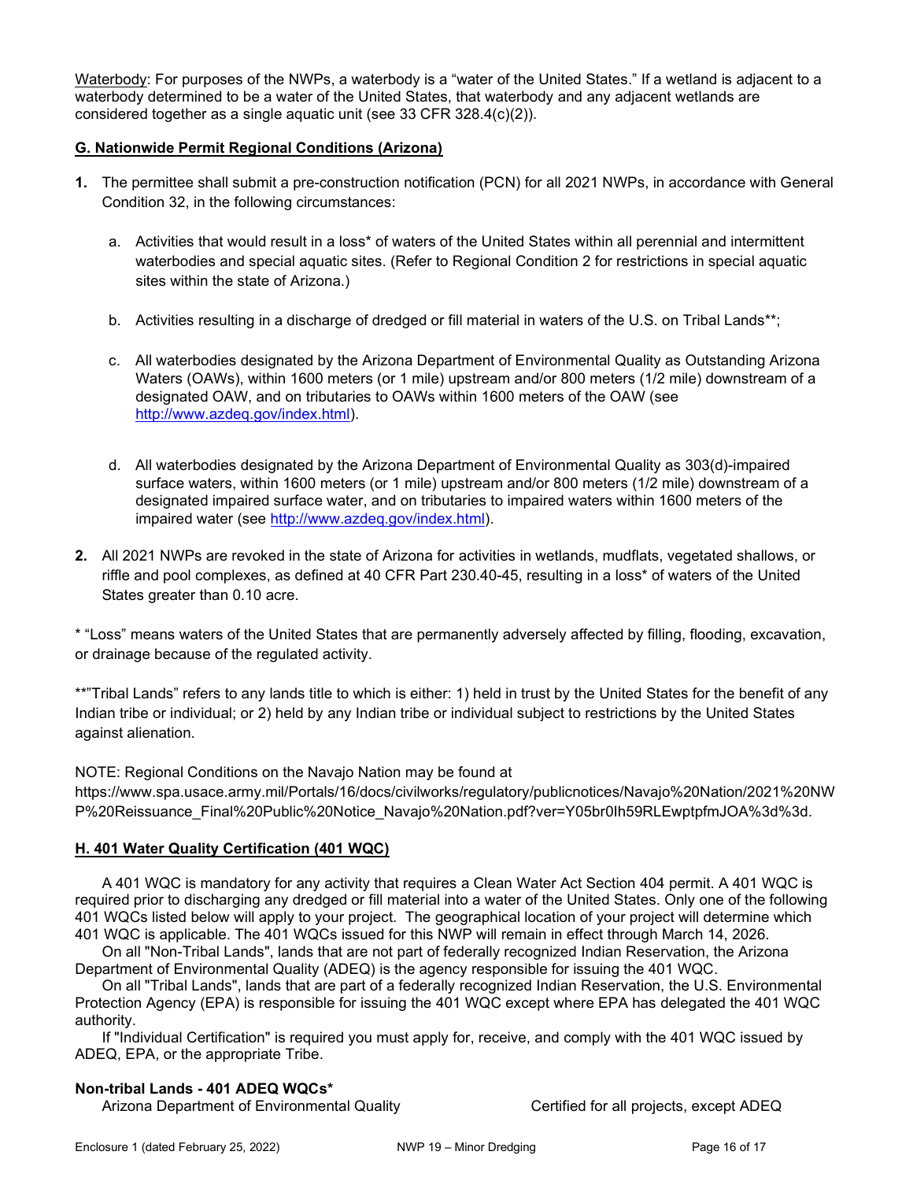Waterbody: For purposes of the NWPs, a waterbody is a "water of the United States." If a wetland is adjacent to a waterbody determined to be a water of the United States, that waterbody and any adjacent wetlands are considered together as a single aquatic unit (see 33 CFR 328.4(c)(2)).

## G. Nationwide Permit Regional Conditions (Arizona)

**1.** The permittee shall submit a pre-construction notification (PCN) for all 2021 NWPs, in accordance with General Condition 32, in the following circumstances:

   a. Activities that would result in a loss* of waters of the United States within all perennial and intermittent waterbodies and special aquatic sites. (Refer to Regional Condition 2 for restrictions in special aquatic sites within the state of Arizona.)

   b. Activities resulting in a discharge of dredged or fill material in waters of the U.S. on Tribal Lands**;

   c. All waterbodies designated by the Arizona Department of Environmental Quality as Outstanding Arizona Waters (OAWs), within 1600 meters (or 1 mile) upstream and/or 800 meters (1/2 mile) downstream of a designated OAW, and on tributaries to OAWs within 1600 meters of the OAW (see http://www.azdeq.gov/index.html).

   d. All waterbodies designated by the Arizona Department of Environmental Quality as 303(d)-impaired surface waters, within 1600 meters (or 1 mile) upstream and/or 800 meters (1/2 mile) downstream of a designated impaired surface water, and on tributaries to impaired waters within 1600 meters of the impaired water (see http://www.azdeq.gov/index.html).

**2.** All 2021 NWPs are revoked in the state of Arizona for activities in wetlands, mudflats, vegetated shallows, or riffle and pool complexes, as defined at 40 CFR Part 230.40-45, resulting in a loss* of waters of the United States greater than 0.10 acre.

* "Loss" means waters of the United States that are permanently adversely affected by filling, flooding, excavation, or drainage because of the regulated activity.

**"Tribal Lands" refers to any lands title to which is either: 1) held in trust by the United States for the benefit of any Indian tribe or individual; or 2) held by any Indian tribe or individual subject to restrictions by the United States against alienation.

NOTE: Regional Conditions on the Navajo Nation may be found at https://www.spa.usace.army.mil/Portals/16/docs/civilworks/regulatory/publicnotices/Navajo%20Nation/2021%20NWP%20Reissuance_Final%20Public%20Notice_Navajo%20Nation.pdf?ver=Y05br0Ih59RLEwptpfmJOA%3d%3d.

## H. 401 Water Quality Certification (401 WQC)

A 401 WQC is mandatory for any activity that requires a Clean Water Act Section 404 permit. A 401 WQC is required prior to discharging any dredged or fill material into a water of the United States. Only one of the following 401 WQCs listed below will apply to your project. The geographical location of your project will determine which 401 WQC is applicable. The 401 WQCs issued for this NWP will remain in effect through March 14, 2026.

On all "Non-Tribal Lands", lands that are not part of federally recognized Indian Reservation, the Arizona Department of Environmental Quality (ADEQ) is the agency responsible for issuing the 401 WQC.

On all "Tribal Lands", lands that are part of a federally recognized Indian Reservation, the U.S. Environmental Protection Agency (EPA) is responsible for issuing the 401 WQC except where EPA has delegated the 401 WQC authority.

If "Individual Certification" is required you must apply for, receive, and comply with the 401 WQC issued by ADEQ, EPA, or the appropriate Tribe.

**Non-tribal Lands - 401 ADEQ WQCs***

Arizona Department of Environmental Quality — Certified for all projects, except ADEQ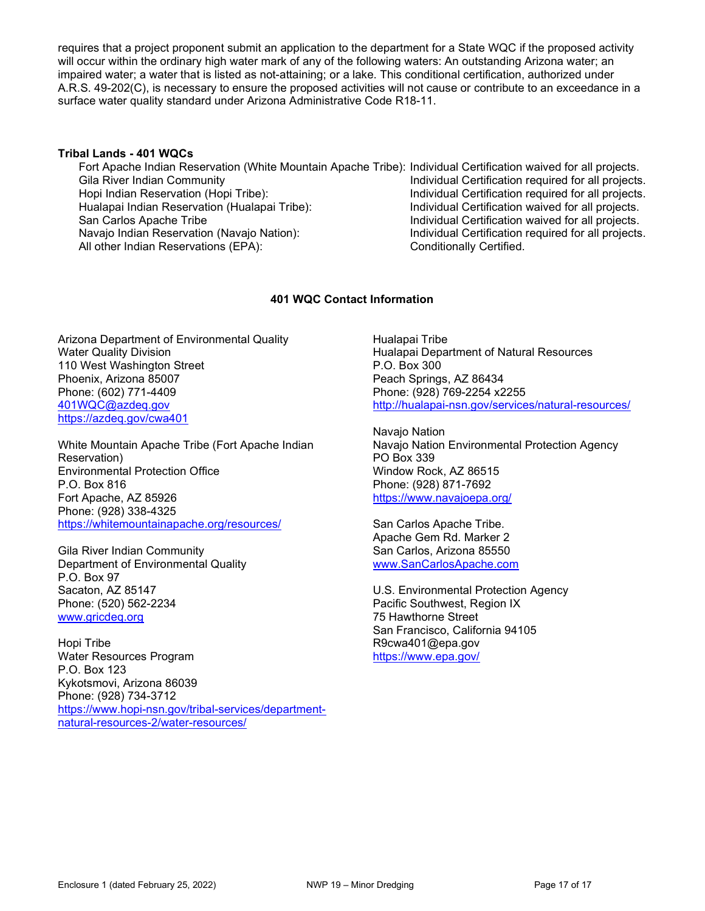requires that a project proponent submit an application to the department for a State WQC if the proposed activity will occur within the ordinary high water mark of any of the following waters: An outstanding Arizona water; an impaired water; a water that is listed as not-attaining; or a lake. This conditional certification, authorized under A.R.S. 49-202(C), is necessary to ensure the proposed activities will not cause or contribute to an exceedance in a surface water quality standard under Arizona Administrative Code R18-11.

**Tribal Lands - 401 WQCs**

| | |
|---|---|
| Fort Apache Indian Reservation (White Mountain Apache Tribe): | Individual Certification waived for all projects. |
| Gila River Indian Community | Individual Certification required for all projects. |
| Hopi Indian Reservation (Hopi Tribe): | Individual Certification required for all projects. |
| Hualapai Indian Reservation (Hualapai Tribe): | Individual Certification waived for all projects. |
| San Carlos Apache Tribe | Individual Certification waived for all projects. |
| Navajo Indian Reservation (Navajo Nation): | Individual Certification required for all projects. |
| All other Indian Reservations (EPA): | Conditionally Certified. |

**401 WQC Contact Information**

Arizona Department of Environmental Quality
Water Quality Division
110 West Washington Street
Phoenix, Arizona 85007
Phone: (602) 771-4409
401WQC@azdeq.gov
https://azdeq.gov/cwa401

White Mountain Apache Tribe (Fort Apache Indian Reservation)
Environmental Protection Office
P.O. Box 816
Fort Apache, AZ 85926
Phone: (928) 338-4325
https://whitemountainapache.org/resources/

Gila River Indian Community
Department of Environmental Quality
P.O. Box 97
Sacaton, AZ 85147
Phone: (520) 562-2234
www.gricdeq.org

Hopi Tribe
Water Resources Program
P.O. Box 123
Kykotsmovi, Arizona 86039
Phone: (928) 734-3712
https://www.hopi-nsn.gov/tribal-services/department-natural-resources-2/water-resources/

Hualapai Tribe
Hualapai Department of Natural Resources
P.O. Box 300
Peach Springs, AZ 86434
Phone: (928) 769-2254 x2255
http://hualapai-nsn.gov/services/natural-resources/

Navajo Nation
Navajo Nation Environmental Protection Agency
PO Box 339
Window Rock, AZ 86515
Phone: (928) 871-7692
https://www.navajoepa.org/

San Carlos Apache Tribe.
Apache Gem Rd. Marker 2
San Carlos, Arizona 85550
www.SanCarlosApache.com

U.S. Environmental Protection Agency
Pacific Southwest, Region IX
75 Hawthorne Street
San Francisco, California 94105
R9cwa401@epa.gov
https://www.epa.gov/